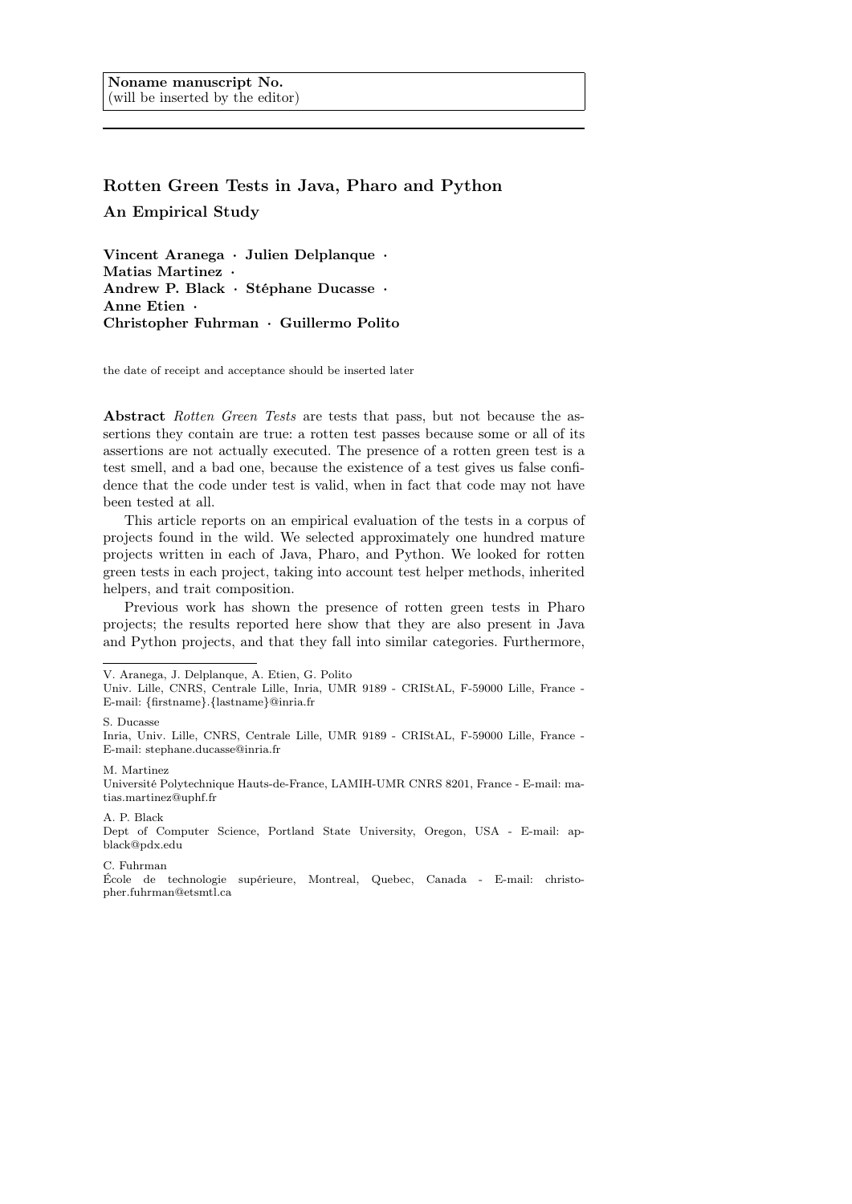Noname manuscript No.
(will be inserted by the editor)

# Rotten Green Tests in Java, Pharo and Python

## An Empirical Study

**Vincent Aranega · Julien Delplanque · Matias Martinez · Andrew P. Black · Stéphane Ducasse · Anne Etien · Christopher Fuhrman · Guillermo Polito**

the date of receipt and acceptance should be inserted later

**Abstract** *Rotten Green Tests* are tests that pass, but not because the assertions they contain are true: a rotten test passes because some or all of its assertions are not actually executed. The presence of a rotten green test is a test smell, and a bad one, because the existence of a test gives us false confidence that the code under test is valid, when in fact that code may not have been tested at all.

This article reports on an empirical evaluation of the tests in a corpus of projects found in the wild. We selected approximately one hundred mature projects written in each of Java, Pharo, and Python. We looked for rotten green tests in each project, taking into account test helper methods, inherited helpers, and trait composition.

Previous work has shown the presence of rotten green tests in Pharo projects; the results reported here show that they are also present in Java and Python projects, and that they fall into similar categories. Furthermore,

---

V. Aranega, J. Delplanque, A. Etien, G. Polito
Univ. Lille, CNRS, Centrale Lille, Inria, UMR 9189 - CRIStAL, F-59000 Lille, France - E-mail: {firstname}.{lastname}@inria.fr

S. Ducasse
Inria, Univ. Lille, CNRS, Centrale Lille, UMR 9189 - CRIStAL, F-59000 Lille, France - E-mail: stephane.ducasse@inria.fr

M. Martinez
Université Polytechnique Hauts-de-France, LAMIH-UMR CNRS 8201, France - E-mail: matias.martinez@uphf.fr

A. P. Black
Dept of Computer Science, Portland State University, Oregon, USA - E-mail: apblack@pdx.edu

C. Fuhrman
École de technologie supérieure, Montreal, Quebec, Canada - E-mail: christopher.fuhrman@etsmtl.ca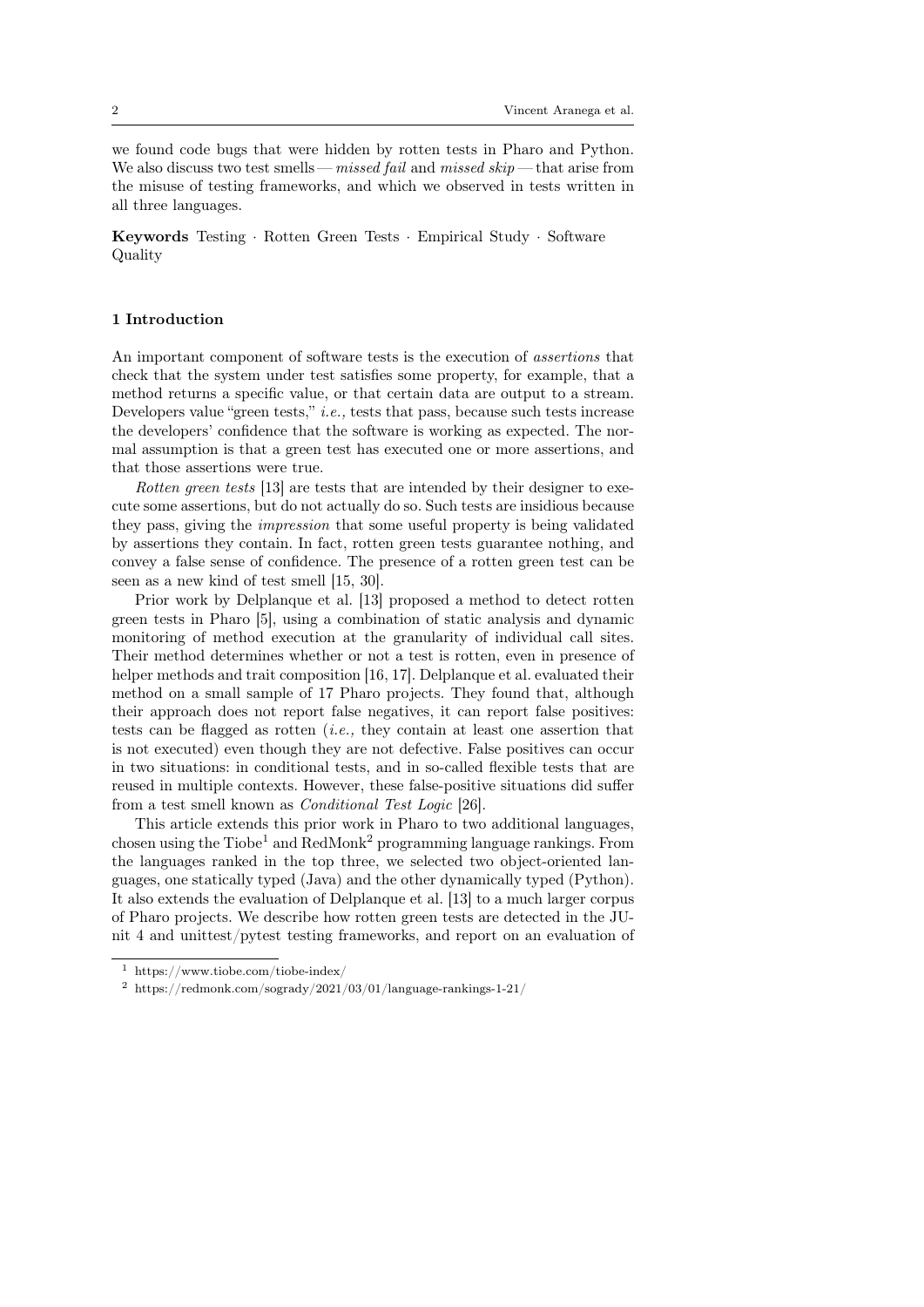we found code bugs that were hidden by rotten tests in Pharo and Python. We also discuss two test smells — *missed fail* and *missed skip* — that arise from the misuse of testing frameworks, and which we observed in tests written in all three languages.

**Keywords** Testing · Rotten Green Tests · Empirical Study · Software Quality

## 1 Introduction

An important component of software tests is the execution of *assertions* that check that the system under test satisfies some property, for example, that a method returns a specific value, or that certain data are output to a stream. Developers value "green tests," *i.e.,* tests that pass, because such tests increase the developers' confidence that the software is working as expected. The normal assumption is that a green test has executed one or more assertions, and that those assertions were true.

*Rotten green tests* [13] are tests that are intended by their designer to execute some assertions, but do not actually do so. Such tests are insidious because they pass, giving the *impression* that some useful property is being validated by assertions they contain. In fact, rotten green tests guarantee nothing, and convey a false sense of confidence. The presence of a rotten green test can be seen as a new kind of test smell [15, 30].

Prior work by Delplanque et al. [13] proposed a method to detect rotten green tests in Pharo [5], using a combination of static analysis and dynamic monitoring of method execution at the granularity of individual call sites. Their method determines whether or not a test is rotten, even in presence of helper methods and trait composition [16, 17]. Delplanque et al. evaluated their method on a small sample of 17 Pharo projects. They found that, although their approach does not report false negatives, it can report false positives: tests can be flagged as rotten (*i.e.,* they contain at least one assertion that is not executed) even though they are not defective. False positives can occur in two situations: in conditional tests, and in so-called flexible tests that are reused in multiple contexts. However, these false-positive situations did suffer from a test smell known as *Conditional Test Logic* [26].

This article extends this prior work in Pharo to two additional languages, chosen using the Tiobe[1] and RedMonk[2] programming language rankings. From the languages ranked in the top three, we selected two object-oriented languages, one statically typed (Java) and the other dynamically typed (Python). It also extends the evaluation of Delplanque et al. [13] to a much larger corpus of Pharo projects. We describe how rotten green tests are detected in the JUnit 4 and unittest/pytest testing frameworks, and report on an evaluation of

[1] https://www.tiobe.com/tiobe-index/

[2] https://redmonk.com/sogrady/2021/03/01/language-rankings-1-21/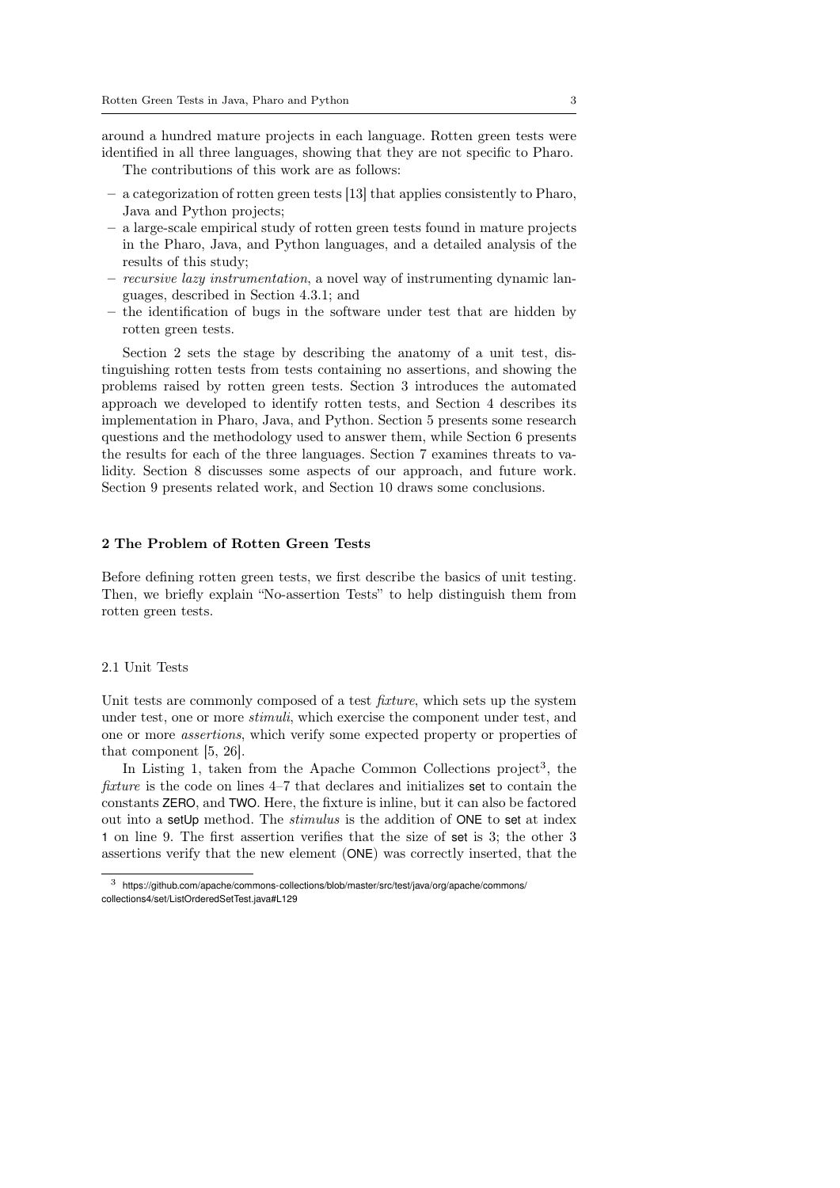around a hundred mature projects in each language. Rotten green tests were identified in all three languages, showing that they are not specific to Pharo.

The contributions of this work are as follows:

- a categorization of rotten green tests [13] that applies consistently to Pharo, Java and Python projects;
- a large-scale empirical study of rotten green tests found in mature projects in the Pharo, Java, and Python languages, and a detailed analysis of the results of this study;
- *recursive lazy instrumentation*, a novel way of instrumenting dynamic languages, described in Section 4.3.1; and
- the identification of bugs in the software under test that are hidden by rotten green tests.

Section 2 sets the stage by describing the anatomy of a unit test, distinguishing rotten tests from tests containing no assertions, and showing the problems raised by rotten green tests. Section 3 introduces the automated approach we developed to identify rotten tests, and Section 4 describes its implementation in Pharo, Java, and Python. Section 5 presents some research questions and the methodology used to answer them, while Section 6 presents the results for each of the three languages. Section 7 examines threats to validity. Section 8 discusses some aspects of our approach, and future work. Section 9 presents related work, and Section 10 draws some conclusions.

## 2 The Problem of Rotten Green Tests

Before defining rotten green tests, we first describe the basics of unit testing. Then, we briefly explain "No-assertion Tests" to help distinguish them from rotten green tests.

### 2.1 Unit Tests

Unit tests are commonly composed of a test *fixture*, which sets up the system under test, one or more *stimuli*, which exercise the component under test, and one or more *assertions*, which verify some expected property or properties of that component [5, 26].

In Listing 1, taken from the Apache Common Collections project[3], the *fixture* is the code on lines 4–7 that declares and initializes `set` to contain the constants `ZERO`, and `TWO`. Here, the fixture is inline, but it can also be factored out into a `setUp` method. The *stimulus* is the addition of `ONE` to `set` at index `1` on line 9. The first assertion verifies that the size of `set` is 3; the other 3 assertions verify that the new element (`ONE`) was correctly inserted, that the

[3] https://github.com/apache/commons-collections/blob/master/src/test/java/org/apache/commons/collections4/set/ListOrderedSetTest.java#L129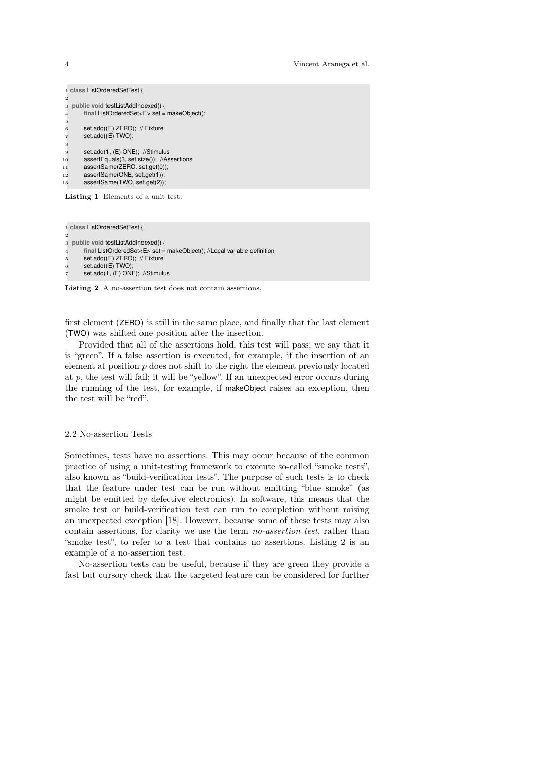```java
class ListOrderedSetTest {

public void testListAddIndexed() {
    final ListOrderedSet<E> set = makeObject();

    set.add((E) ZERO);  // Fixture
    set.add((E) TWO);

    set.add(1, (E) ONE);  //Stimulus
    assertEquals(3, set.size());  //Assertions
    assertSame(ZERO, set.get(0));
    assertSame(ONE, set.get(1));
    assertSame(TWO, set.get(2));
```

**Listing 1** Elements of a unit test.

```java
class ListOrderedSetTest {

public void testListAddIndexed() {
    final ListOrderedSet<E> set = makeObject(); //Local variable definition
    set.add((E) ZERO);  // Fixture
    set.add((E) TWO);
    set.add(1, (E) ONE);  //Stimulus
```

**Listing 2** A no-assertion test does not contain assertions.

first element (ZERO) is still in the same place, and finally that the last element (TWO) was shifted one position after the insertion.

Provided that all of the assertions hold, this test will pass; we say that it is "green". If a false assertion is executed, for example, if the insertion of an element at position $p$ does not shift to the right the element previously located at $p$, the test will fail; it will be "yellow". If an unexpected error occurs during the running of the test, for example, if makeObject raises an exception, then the test will be "red".

### 2.2 No-assertion Tests

Sometimes, tests have no assertions. This may occur because of the common practice of using a unit-testing framework to execute so-called "smoke tests", also known as "build-verification tests". The purpose of such tests is to check that the feature under test can be run without emitting "blue smoke" (as might be emitted by defective electronics). In software, this means that the smoke test or build-verification test can run to completion without raising an unexpected exception [18]. However, because some of these tests may also contain assertions, for clarity we use the term *no-assertion test*, rather than "smoke test", to refer to a test that contains no assertions. Listing 2 is an example of a no-assertion test.

No-assertion tests can be useful, because if they are green they provide a fast but cursory check that the targeted feature can be considered for further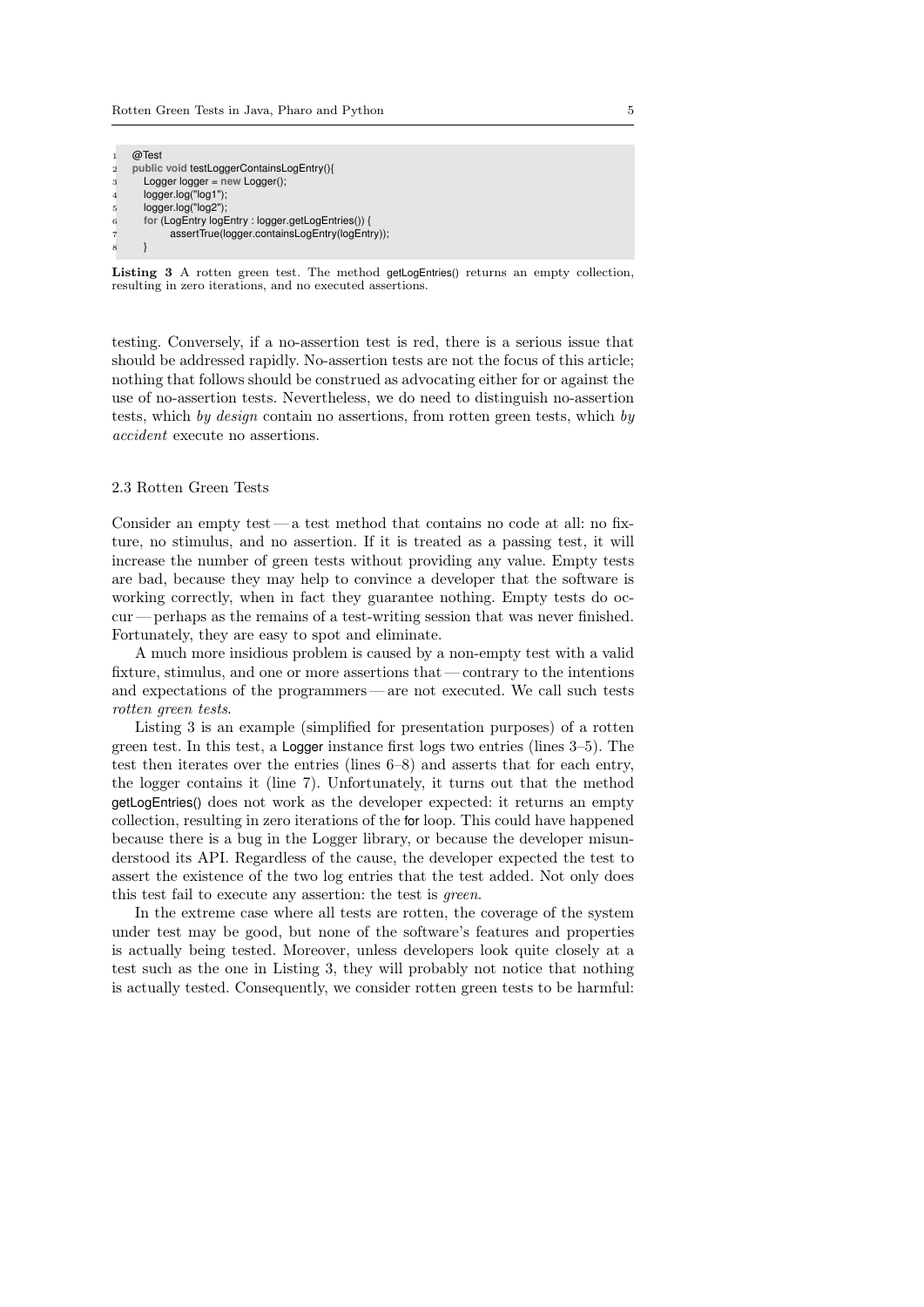```java
@Test
public void testLoggerContainsLogEntry(){
    Logger logger = new Logger();
    logger.log("log1");
    logger.log("log2");
    for (LogEntry logEntry : logger.getLogEntries()) {
            assertTrue(logger.containsLogEntry(logEntry));
    }
```

**Listing 3** A rotten green test. The method getLogEntries() returns an empty collection, resulting in zero iterations, and no executed assertions.

testing. Conversely, if a no-assertion test is red, there is a serious issue that should be addressed rapidly. No-assertion tests are not the focus of this article; nothing that follows should be construed as advocating either for or against the use of no-assertion tests. Nevertheless, we do need to distinguish no-assertion tests, which *by design* contain no assertions, from rotten green tests, which *by accident* execute no assertions.

### 2.3 Rotten Green Tests

Consider an empty test — a test method that contains no code at all: no fixture, no stimulus, and no assertion. If it is treated as a passing test, it will increase the number of green tests without providing any value. Empty tests are bad, because they may help to convince a developer that the software is working correctly, when in fact they guarantee nothing. Empty tests do occur — perhaps as the remains of a test-writing session that was never finished. Fortunately, they are easy to spot and eliminate.

A much more insidious problem is caused by a non-empty test with a valid fixture, stimulus, and one or more assertions that — contrary to the intentions and expectations of the programmers — are not executed. We call such tests *rotten green tests*.

Listing 3 is an example (simplified for presentation purposes) of a rotten green test. In this test, a Logger instance first logs two entries (lines 3–5). The test then iterates over the entries (lines 6–8) and asserts that for each entry, the logger contains it (line 7). Unfortunately, it turns out that the method getLogEntries() does not work as the developer expected: it returns an empty collection, resulting in zero iterations of the for loop. This could have happened because there is a bug in the Logger library, or because the developer misunderstood its API. Regardless of the cause, the developer expected the test to assert the existence of the two log entries that the test added. Not only does this test fail to execute any assertion: the test is *green*.

In the extreme case where all tests are rotten, the coverage of the system under test may be good, but none of the software's features and properties is actually being tested. Moreover, unless developers look quite closely at a test such as the one in Listing 3, they will probably not notice that nothing is actually tested. Consequently, we consider rotten green tests to be harmful: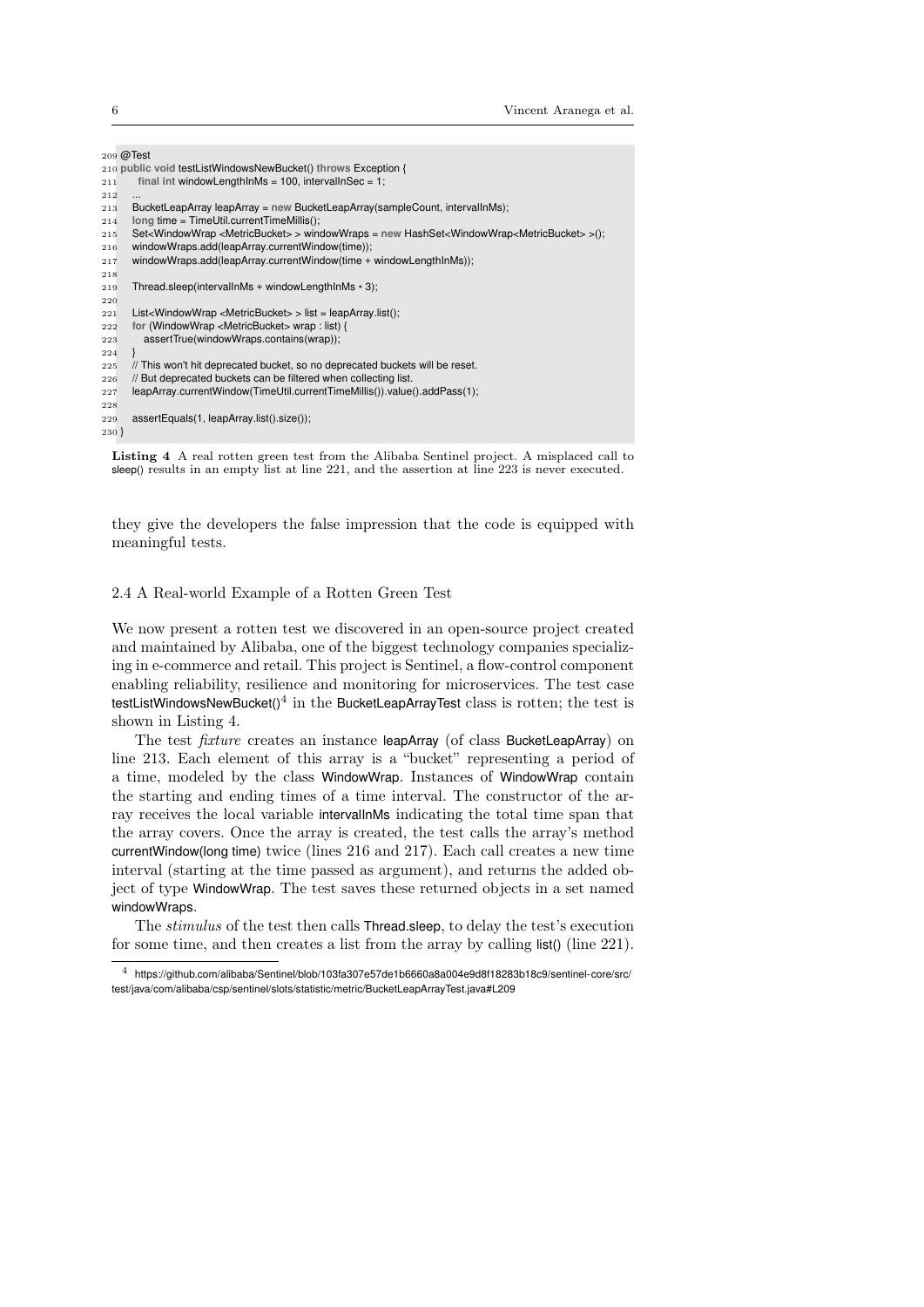```java
209 @Test
210 public void testListWindowsNewBucket() throws Exception {
211     final int windowLengthInMs = 100, intervalInSec = 1;
212     ...
213     BucketLeapArray leapArray = new BucketLeapArray(sampleCount, intervalInMs);
214     long time = TimeUtil.currentTimeMillis();
215     Set<WindowWrap <MetricBucket> > windowWraps = new HashSet<WindowWrap<MetricBucket> >();
216     windowWraps.add(leapArray.currentWindow(time));
217     windowWraps.add(leapArray.currentWindow(time + windowLengthInMs));
218
219     Thread.sleep(intervalInMs + windowLengthInMs * 3);
220
221     List<WindowWrap <MetricBucket> > list = leapArray.list();
222     for (WindowWrap <MetricBucket> wrap : list) {
223         assertTrue(windowWraps.contains(wrap));
224     }
225     // This won't hit deprecated bucket, so no deprecated buckets will be reset.
226     // But deprecated buckets can be filtered when collecting list.
227     leapArray.currentWindow(TimeUtil.currentTimeMillis()).value().addPass(1);
228
229     assertEquals(1, leapArray.list().size());
230 }
```

**Listing 4** A real rotten green test from the Alibaba Sentinel project. A misplaced call to sleep() results in an empty list at line 221, and the assertion at line 223 is never executed.

they give the developers the false impression that the code is equipped with meaningful tests.

### 2.4 A Real-world Example of a Rotten Green Test

We now present a rotten test we discovered in an open-source project created and maintained by Alibaba, one of the biggest technology companies specializing in e-commerce and retail. This project is Sentinel, a flow-control component enabling reliability, resilience and monitoring for microservices. The test case testListWindowsNewBucket()[4] in the BucketLeapArrayTest class is rotten; the test is shown in Listing 4.

The test *fixture* creates an instance leapArray (of class BucketLeapArray) on line 213. Each element of this array is a "bucket" representing a period of a time, modeled by the class WindowWrap. Instances of WindowWrap contain the starting and ending times of a time interval. The constructor of the array receives the local variable intervalInMs indicating the total time span that the array covers. Once the array is created, the test calls the array's method currentWindow(long time) twice (lines 216 and 217). Each call creates a new time interval (starting at the time passed as argument), and returns the added object of type WindowWrap. The test saves these returned objects in a set named windowWraps.

The *stimulus* of the test then calls Thread.sleep, to delay the test's execution for some time, and then creates a list from the array by calling list() (line 221).

[4] https://github.com/alibaba/Sentinel/blob/103fa307e57de1b6660a8a004e9d8f18283b18c9/sentinel-core/src/test/java/com/alibaba/csp/sentinel/slots/statistic/metric/BucketLeapArrayTest.java#L209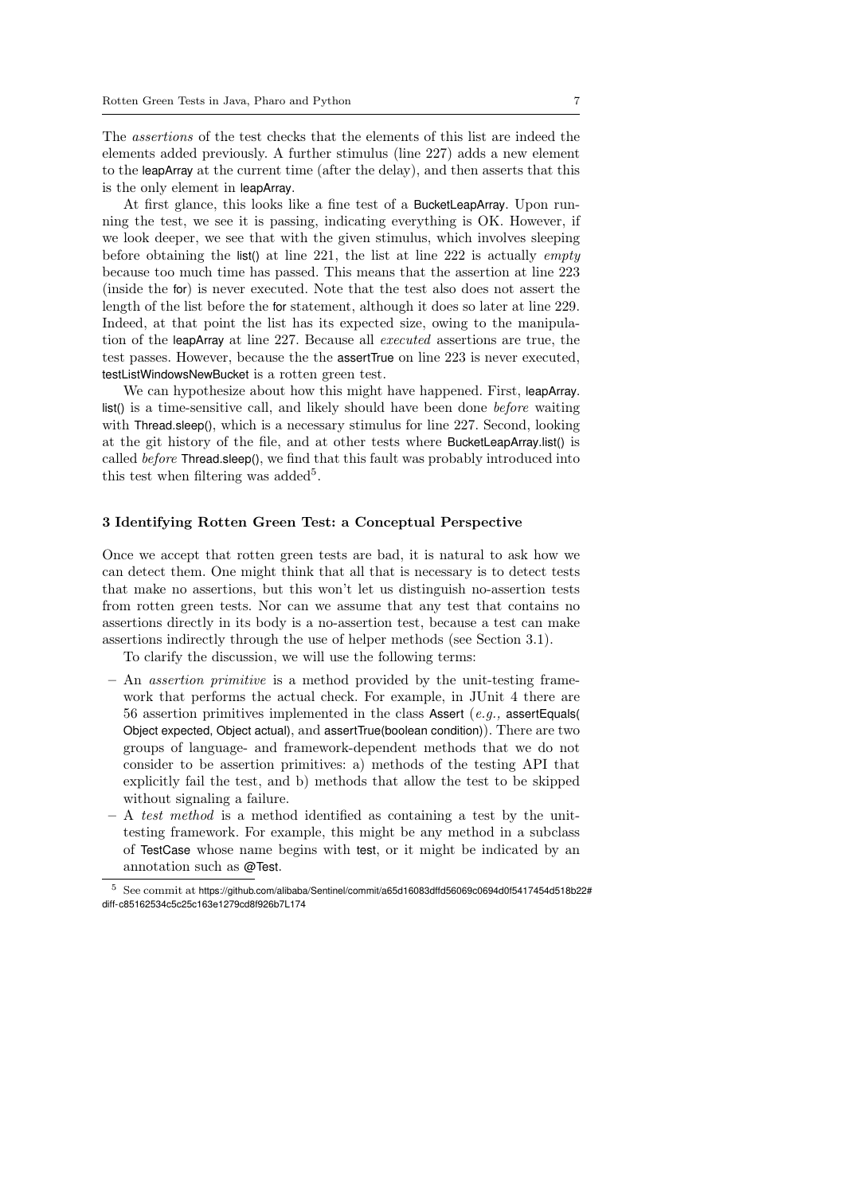The *assertions* of the test checks that the elements of this list are indeed the elements added previously. A further stimulus (line 227) adds a new element to the leapArray at the current time (after the delay), and then asserts that this is the only element in leapArray.

At first glance, this looks like a fine test of a BucketLeapArray. Upon running the test, we see it is passing, indicating everything is OK. However, if we look deeper, we see that with the given stimulus, which involves sleeping before obtaining the list() at line 221, the list at line 222 is actually *empty* because too much time has passed. This means that the assertion at line 223 (inside the for) is never executed. Note that the test also does not assert the length of the list before the for statement, although it does so later at line 229. Indeed, at that point the list has its expected size, owing to the manipulation of the leapArray at line 227. Because all *executed* assertions are true, the test passes. However, because the the assertTrue on line 223 is never executed, testListWindowsNewBucket is a rotten green test.

We can hypothesize about how this might have happened. First, leapArray.list() is a time-sensitive call, and likely should have been done *before* waiting with Thread.sleep(), which is a necessary stimulus for line 227. Second, looking at the git history of the file, and at other tests where BucketLeapArray.list() is called *before* Thread.sleep(), we find that this fault was probably introduced into this test when filtering was added[5].

## 3 Identifying Rotten Green Test: a Conceptual Perspective

Once we accept that rotten green tests are bad, it is natural to ask how we can detect them. One might think that all that is necessary is to detect tests that make no assertions, but this won't let us distinguish no-assertion tests from rotten green tests. Nor can we assume that any test that contains no assertions directly in its body is a no-assertion test, because a test can make assertions indirectly through the use of helper methods (see Section 3.1).

To clarify the discussion, we will use the following terms:

- An *assertion primitive* is a method provided by the unit-testing framework that performs the actual check. For example, in JUnit 4 there are 56 assertion primitives implemented in the class Assert (*e.g.,* assertEquals(Object expected, Object actual), and assertTrue(boolean condition)). There are two groups of language- and framework-dependent methods that we do not consider to be assertion primitives: a) methods of the testing API that explicitly fail the test, and b) methods that allow the test to be skipped without signaling a failure.
- A *test method* is a method identified as containing a test by the unit-testing framework. For example, this might be any method in a subclass of TestCase whose name begins with test, or it might be indicated by an annotation such as @Test.

[5] See commit at https://github.com/alibaba/Sentinel/commit/a65d16083dffd56069c0694d0f5417454d518b22#diff-c85162534c5c25c163e1279cd8f926b7L174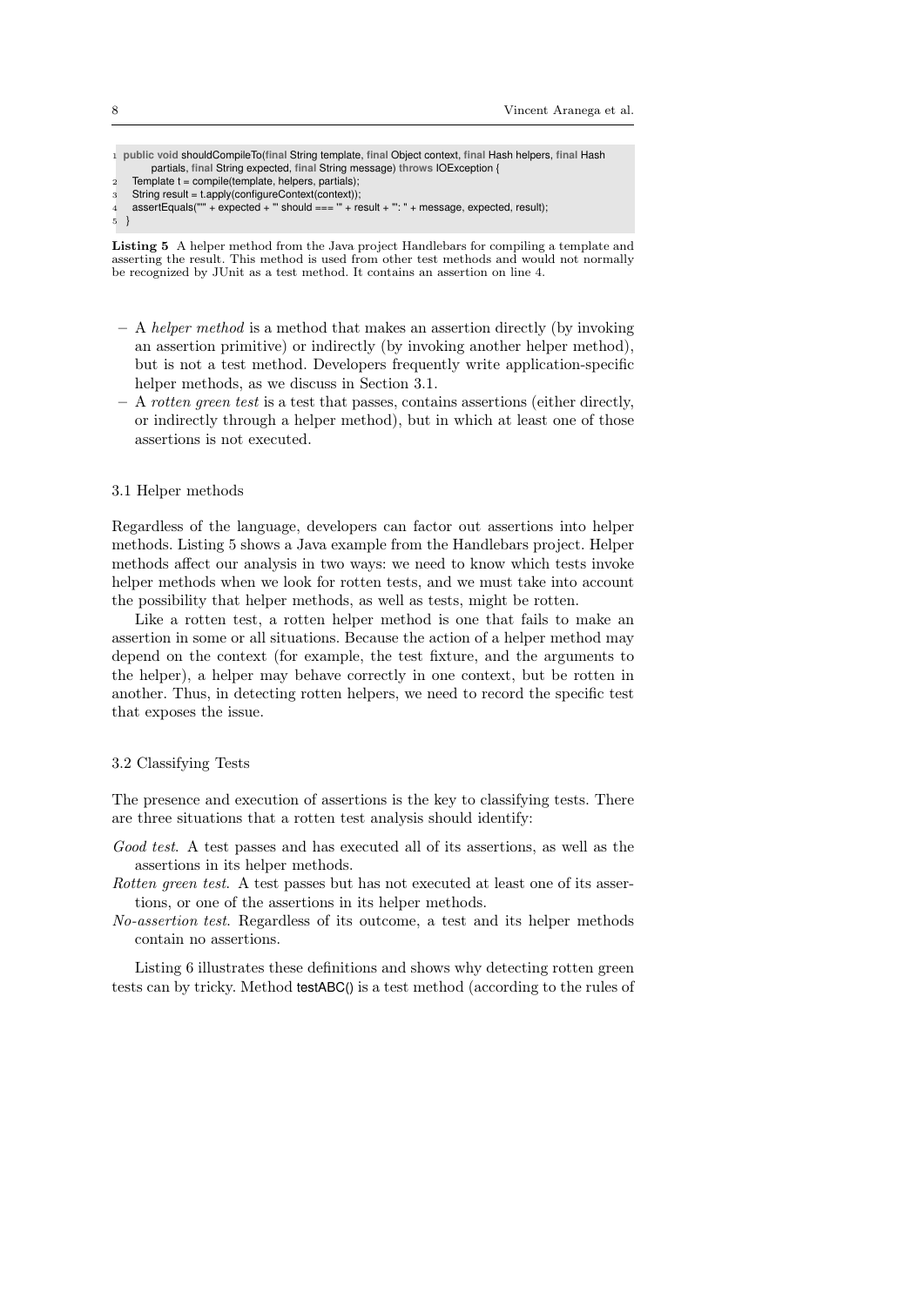```java
public void shouldCompileTo(final String template, final Object context, final Hash helpers, final Hash partials, final String expected, final String message) throws IOException {
  Template t = compile(template, helpers, partials);
  String result = t.apply(configureContext(context));
  assertEquals("'" + expected + "' should === '" + result + "': " + message, expected, result);
}
```

**Listing 5** A helper method from the Java project Handlebars for compiling a template and asserting the result. This method is used from other test methods and would not normally be recognized by JUnit as a test method. It contains an assertion on line 4.

- A *helper method* is a method that makes an assertion directly (by invoking an assertion primitive) or indirectly (by invoking another helper method), but is not a test method. Developers frequently write application-specific helper methods, as we discuss in Section 3.1.
- A *rotten green test* is a test that passes, contains assertions (either directly, or indirectly through a helper method), but in which at least one of those assertions is not executed.

### 3.1 Helper methods

Regardless of the language, developers can factor out assertions into helper methods. Listing 5 shows a Java example from the Handlebars project. Helper methods affect our analysis in two ways: we need to know which tests invoke helper methods when we look for rotten tests, and we must take into account the possibility that helper methods, as well as tests, might be rotten.

Like a rotten test, a rotten helper method is one that fails to make an assertion in some or all situations. Because the action of a helper method may depend on the context (for example, the test fixture, and the arguments to the helper), a helper may behave correctly in one context, but be rotten in another. Thus, in detecting rotten helpers, we need to record the specific test that exposes the issue.

### 3.2 Classifying Tests

The presence and execution of assertions is the key to classifying tests. There are three situations that a rotten test analysis should identify:

*Good test*. A test passes and has executed all of its assertions, as well as the assertions in its helper methods.

*Rotten green test*. A test passes but has not executed at least one of its assertions, or one of the assertions in its helper methods.

*No-assertion test*. Regardless of its outcome, a test and its helper methods contain no assertions.

Listing 6 illustrates these definitions and shows why detecting rotten green tests can by tricky. Method testABC() is a test method (according to the rules of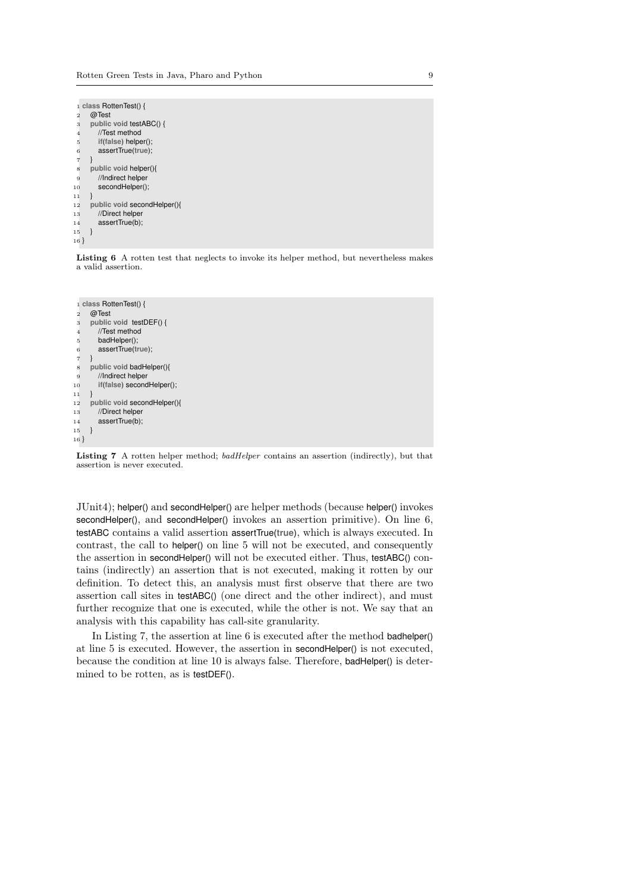```java
class RottenTest() {
  @Test
  public void testABC() {
    //Test method
    if(false) helper();
    assertTrue(true);
  }
  public void helper(){
    //Indirect helper
    secondHelper();
  }
  public void secondHelper(){
    //Direct helper
    assertTrue(b);
  }
}
```

**Listing 6** A rotten test that neglects to invoke its helper method, but nevertheless makes a valid assertion.

```java
class RottenTest() {
  @Test
  public void  testDEF() {
    //Test method
    badHelper();
    assertTrue(true);
  }
  public void badHelper(){
    //Indirect helper
    if(false) secondHelper();
  }
  public void secondHelper(){
    //Direct helper
    assertTrue(b);
  }
}
```

**Listing 7** A rotten helper method; *badHelper* contains an assertion (indirectly), but that assertion is never executed.

JUnit4); helper() and secondHelper() are helper methods (because helper() invokes secondHelper(), and secondHelper() invokes an assertion primitive). On line 6, testABC contains a valid assertion assertTrue(true), which is always executed. In contrast, the call to helper() on line 5 will not be executed, and consequently the assertion in secondHelper() will not be executed either. Thus, testABC() contains (indirectly) an assertion that is not executed, making it rotten by our definition. To detect this, an analysis must first observe that there are two assertion call sites in testABC() (one direct and the other indirect), and must further recognize that one is executed, while the other is not. We say that an analysis with this capability has call-site granularity.

In Listing 7, the assertion at line 6 is executed after the method badhelper() at line 5 is executed. However, the assertion in secondHelper() is not executed, because the condition at line 10 is always false. Therefore, badHelper() is determined to be rotten, as is testDEF().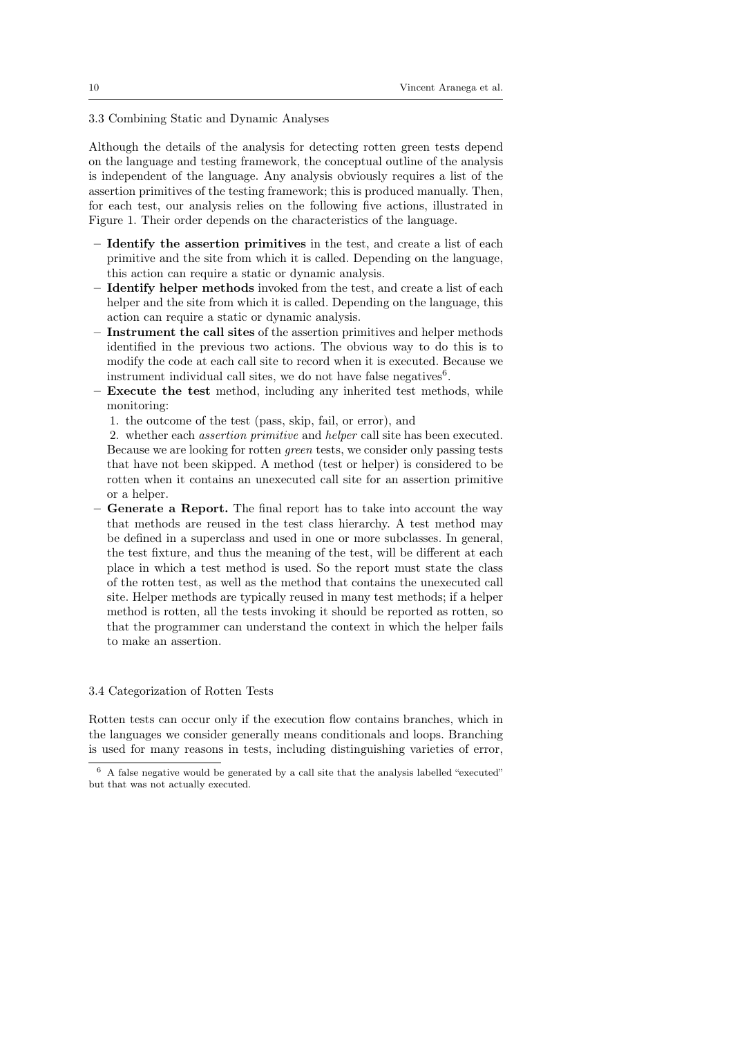### 3.3 Combining Static and Dynamic Analyses

Although the details of the analysis for detecting rotten green tests depend on the language and testing framework, the conceptual outline of the analysis is independent of the language. Any analysis obviously requires a list of the assertion primitives of the testing framework; this is produced manually. Then, for each test, our analysis relies on the following five actions, illustrated in Figure 1. Their order depends on the characteristics of the language.

- **Identify the assertion primitives** in the test, and create a list of each primitive and the site from which it is called. Depending on the language, this action can require a static or dynamic analysis.
- **Identify helper methods** invoked from the test, and create a list of each helper and the site from which it is called. Depending on the language, this action can require a static or dynamic analysis.
- **Instrument the call sites** of the assertion primitives and helper methods identified in the previous two actions. The obvious way to do this is to modify the code at each call site to record when it is executed. Because we instrument individual call sites, we do not have false negatives[6].
- **Execute the test** method, including any inherited test methods, while monitoring:
  1. the outcome of the test (pass, skip, fail, or error), and
  2. whether each *assertion primitive* and *helper* call site has been executed.

  Because we are looking for rotten *green* tests, we consider only passing tests that have not been skipped. A method (test or helper) is considered to be rotten when it contains an unexecuted call site for an assertion primitive or a helper.
- **Generate a Report.** The final report has to take into account the way that methods are reused in the test class hierarchy. A test method may be defined in a superclass and used in one or more subclasses. In general, the test fixture, and thus the meaning of the test, will be different at each place in which a test method is used. So the report must state the class of the rotten test, as well as the method that contains the unexecuted call site. Helper methods are typically reused in many test methods; if a helper method is rotten, all the tests invoking it should be reported as rotten, so that the programmer can understand the context in which the helper fails to make an assertion.

### 3.4 Categorization of Rotten Tests

Rotten tests can occur only if the execution flow contains branches, which in the languages we consider generally means conditionals and loops. Branching is used for many reasons in tests, including distinguishing varieties of error,

[6] A false negative would be generated by a call site that the analysis labelled "executed" but that was not actually executed.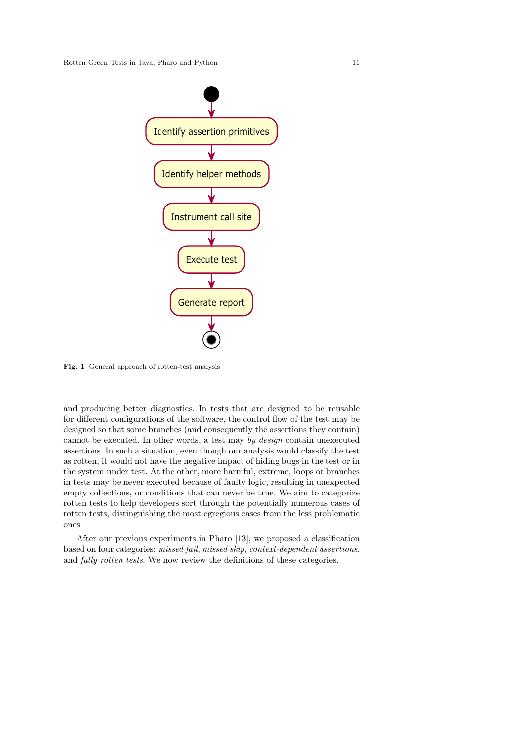Identify assertion primitives

Identify helper methods

Instrument call site

Execute test

Generate report

**Fig. 1** General approach of rotten-test analysis

and producing better diagnostics. In tests that are designed to be reusable for different configurations of the software, the control flow of the test may be designed so that some branches (and consequently the assertions they contain) cannot be executed. In other words, a test may *by design* contain unexecuted assertions. In such a situation, even though our analysis would classify the test as rotten, it would not have the negative impact of hiding bugs in the test or in the system under test. At the other, more harmful, extreme, loops or branches in tests may be never executed because of faulty logic, resulting in unexpected empty collections, or conditions that can never be true. We aim to categorize rotten tests to help developers sort through the potentially numerous cases of rotten tests, distinguishing the most egregious cases from the less problematic ones.

After our previous experiments in Pharo [13], we proposed a classification based on four categories: *missed fail*, *missed skip*, *context-dependent assertions*, and *fully rotten tests*. We now review the definitions of these categories.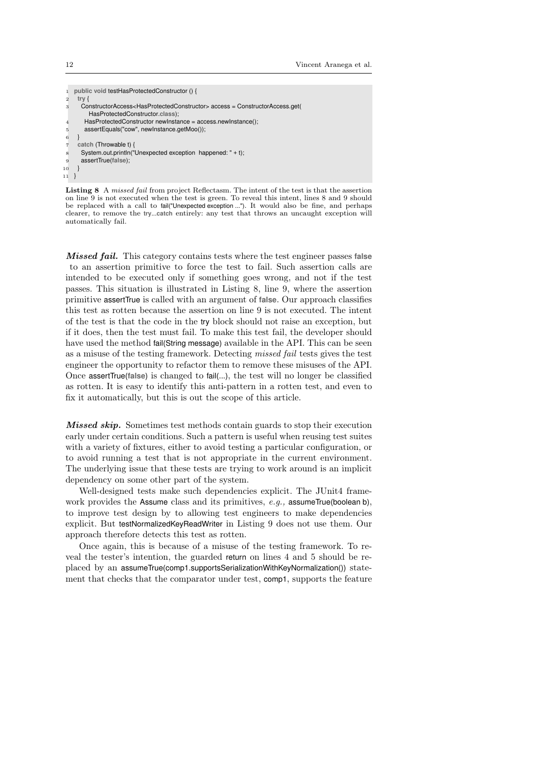```java
public void testHasProtectedConstructor () {
  try {
    ConstructorAccess<HasProtectedConstructor> access = ConstructorAccess.get(
        HasProtectedConstructor.class);
    HasProtectedConstructor newInstance = access.newInstance();
    assertEquals("cow", newInstance.getMoo());
  }
  catch (Throwable t) {
    System.out.println("Unexpected exception  happened: " + t);
    assertTrue(false);
  }
}
```

**Listing 8** A *missed fail* from project Reflectasm. The intent of the test is that the assertion on line 9 is not executed when the test is green. To reveal this intent, lines 8 and 9 should be replaced with a call to fail("Unexpected exception ..."). It would also be fine, and perhaps clearer, to remove the try...catch entirely: any test that throws an uncaught exception will automatically fail.

***Missed fail.*** This category contains tests where the test engineer passes **false** to an assertion primitive to force the test to fail. Such assertion calls are intended to be executed only if something goes wrong, and not if the test passes. This situation is illustrated in Listing 8, line 9, where the assertion primitive assertTrue is called with an argument of **false**. Our approach classifies this test as rotten because the assertion on line 9 is not executed. The intent of the test is that the code in the try block should not raise an exception, but if it does, then the test must fail. To make this test fail, the developer should have used the method fail(String message) available in the API. This can be seen as a misuse of the testing framework. Detecting *missed fail* tests gives the test engineer the opportunity to refactor them to remove these misuses of the API. Once assertTrue(**false**) is changed to fail(...), the test will no longer be classified as rotten. It is easy to identify this anti-pattern in a rotten test, and even to fix it automatically, but this is out the scope of this article.

***Missed skip.*** Sometimes test methods contain guards to stop their execution early under certain conditions. Such a pattern is useful when reusing test suites with a variety of fixtures, either to avoid testing a particular configuration, or to avoid running a test that is not appropriate in the current environment. The underlying issue that these tests are trying to work around is an implicit dependency on some other part of the system.

Well-designed tests make such dependencies explicit. The JUnit4 framework provides the Assume class and its primitives, *e.g.,* assumeTrue(boolean b), to improve test design by to allowing test engineers to make dependencies explicit. But testNormalizedKeyReadWriter in Listing 9 does not use them. Our approach therefore detects this test as rotten.

Once again, this is because of a misuse of the testing framework. To reveal the tester's intention, the guarded return on lines 4 and 5 should be replaced by an assumeTrue(comp1.supportsSerializationWithKeyNormalization()) statement that checks that the comparator under test, comp1, supports the feature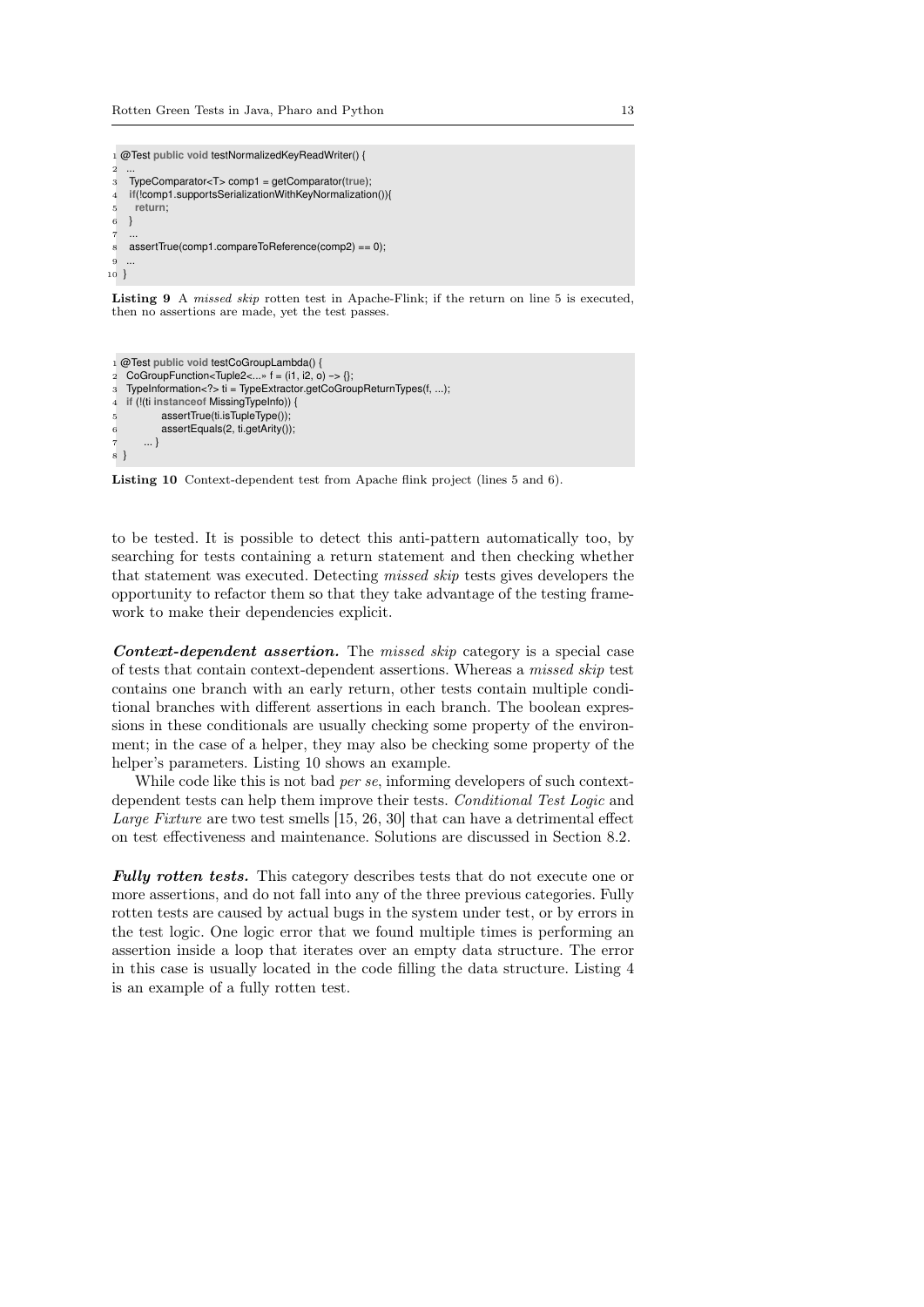```java
@Test public void testNormalizedKeyReadWriter() {
  ...
  TypeComparator<T> comp1 = getComparator(true);
  if(!comp1.supportsSerializationWithKeyNormalization()){
    return;
  }
  ...
  assertTrue(comp1.compareToReference(comp2) == 0);
  ...
}
```

**Listing 9** A *missed skip* rotten test in Apache-Flink; if the return on line 5 is executed, then no assertions are made, yet the test passes.

```java
@Test public void testCoGroupLambda() {
  CoGroupFunction<Tuple2<...» f = (i1, i2, o) -> {};
  TypeInformation<?> ti = TypeExtractor.getCoGroupReturnTypes(f, ...);
  if (!(ti instanceof MissingTypeInfo)) {
          assertTrue(ti.isTupleType());
          assertEquals(2, ti.getArity());
      ... }
}
```

**Listing 10** Context-dependent test from Apache flink project (lines 5 and 6).

to be tested. It is possible to detect this anti-pattern automatically too, by searching for tests containing a return statement and then checking whether that statement was executed. Detecting *missed skip* tests gives developers the opportunity to refactor them so that they take advantage of the testing framework to make their dependencies explicit.

***Context-dependent assertion.*** The *missed skip* category is a special case of tests that contain context-dependent assertions. Whereas a *missed skip* test contains one branch with an early return, other tests contain multiple conditional branches with different assertions in each branch. The boolean expressions in these conditionals are usually checking some property of the environment; in the case of a helper, they may also be checking some property of the helper's parameters. Listing 10 shows an example.

While code like this is not bad *per se*, informing developers of such context-dependent tests can help them improve their tests. *Conditional Test Logic* and *Large Fixture* are two test smells [15, 26, 30] that can have a detrimental effect on test effectiveness and maintenance. Solutions are discussed in Section 8.2.

***Fully rotten tests.*** This category describes tests that do not execute one or more assertions, and do not fall into any of the three previous categories. Fully rotten tests are caused by actual bugs in the system under test, or by errors in the test logic. One logic error that we found multiple times is performing an assertion inside a loop that iterates over an empty data structure. The error in this case is usually located in the code filling the data structure. Listing 4 is an example of a fully rotten test.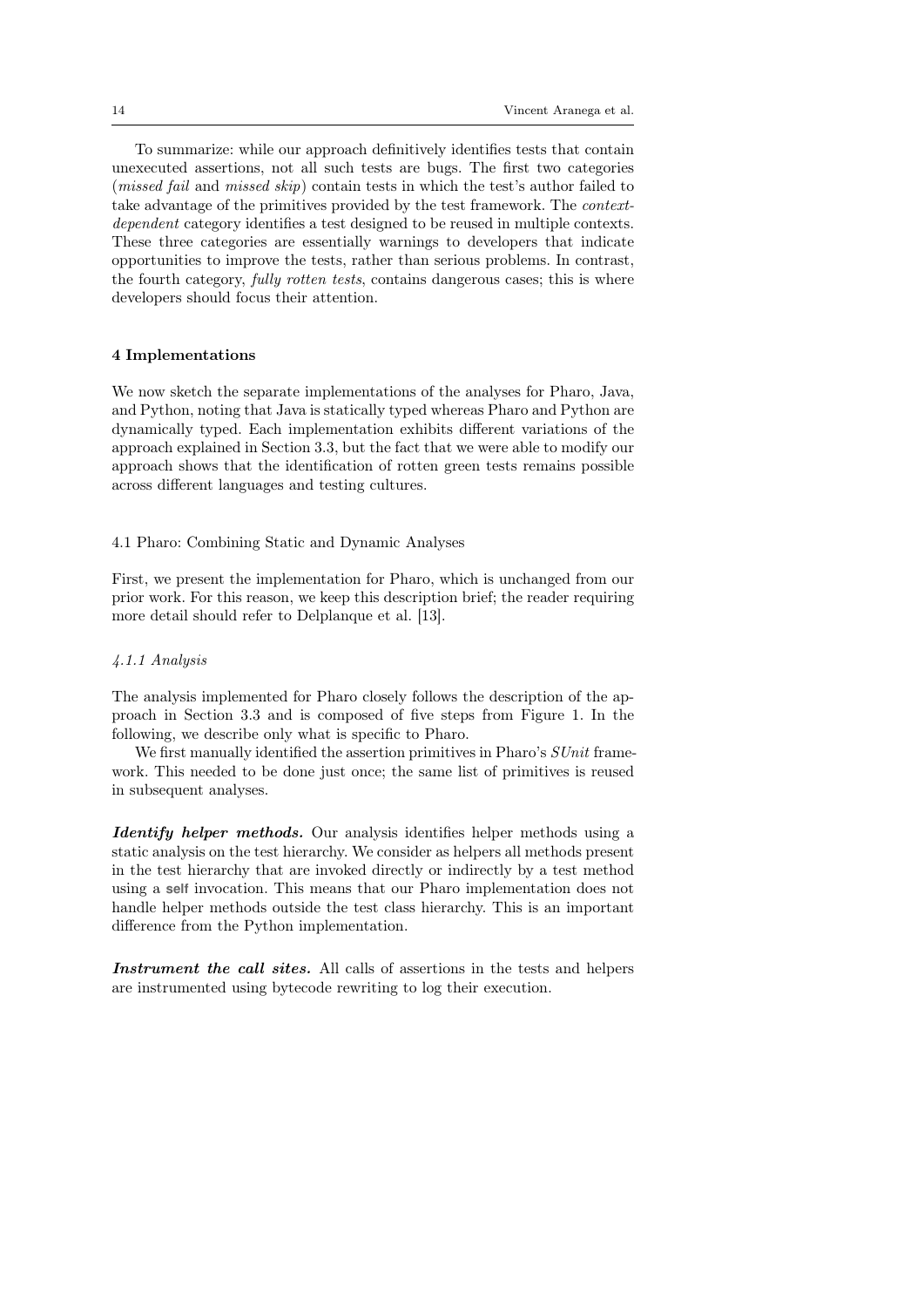To summarize: while our approach definitively identifies tests that contain unexecuted assertions, not all such tests are bugs. The first two categories (*missed fail* and *missed skip*) contain tests in which the test's author failed to take advantage of the primitives provided by the test framework. The *context-dependent* category identifies a test designed to be reused in multiple contexts. These three categories are essentially warnings to developers that indicate opportunities to improve the tests, rather than serious problems. In contrast, the fourth category, *fully rotten tests*, contains dangerous cases; this is where developers should focus their attention.

## 4 Implementations

We now sketch the separate implementations of the analyses for Pharo, Java, and Python, noting that Java is statically typed whereas Pharo and Python are dynamically typed. Each implementation exhibits different variations of the approach explained in Section 3.3, but the fact that we were able to modify our approach shows that the identification of rotten green tests remains possible across different languages and testing cultures.

### 4.1 Pharo: Combining Static and Dynamic Analyses

First, we present the implementation for Pharo, which is unchanged from our prior work. For this reason, we keep this description brief; the reader requiring more detail should refer to Delplanque et al. [13].

#### *4.1.1 Analysis*

The analysis implemented for Pharo closely follows the description of the approach in Section 3.3 and is composed of five steps from Figure 1. In the following, we describe only what is specific to Pharo.

We first manually identified the assertion primitives in Pharo's *SUnit* framework. This needed to be done just once; the same list of primitives is reused in subsequent analyses.

***Identify helper methods.*** Our analysis identifies helper methods using a static analysis on the test hierarchy. We consider as helpers all methods present in the test hierarchy that are invoked directly or indirectly by a test method using a `self` invocation. This means that our Pharo implementation does not handle helper methods outside the test class hierarchy. This is an important difference from the Python implementation.

***Instrument the call sites.*** All calls of assertions in the tests and helpers are instrumented using bytecode rewriting to log their execution.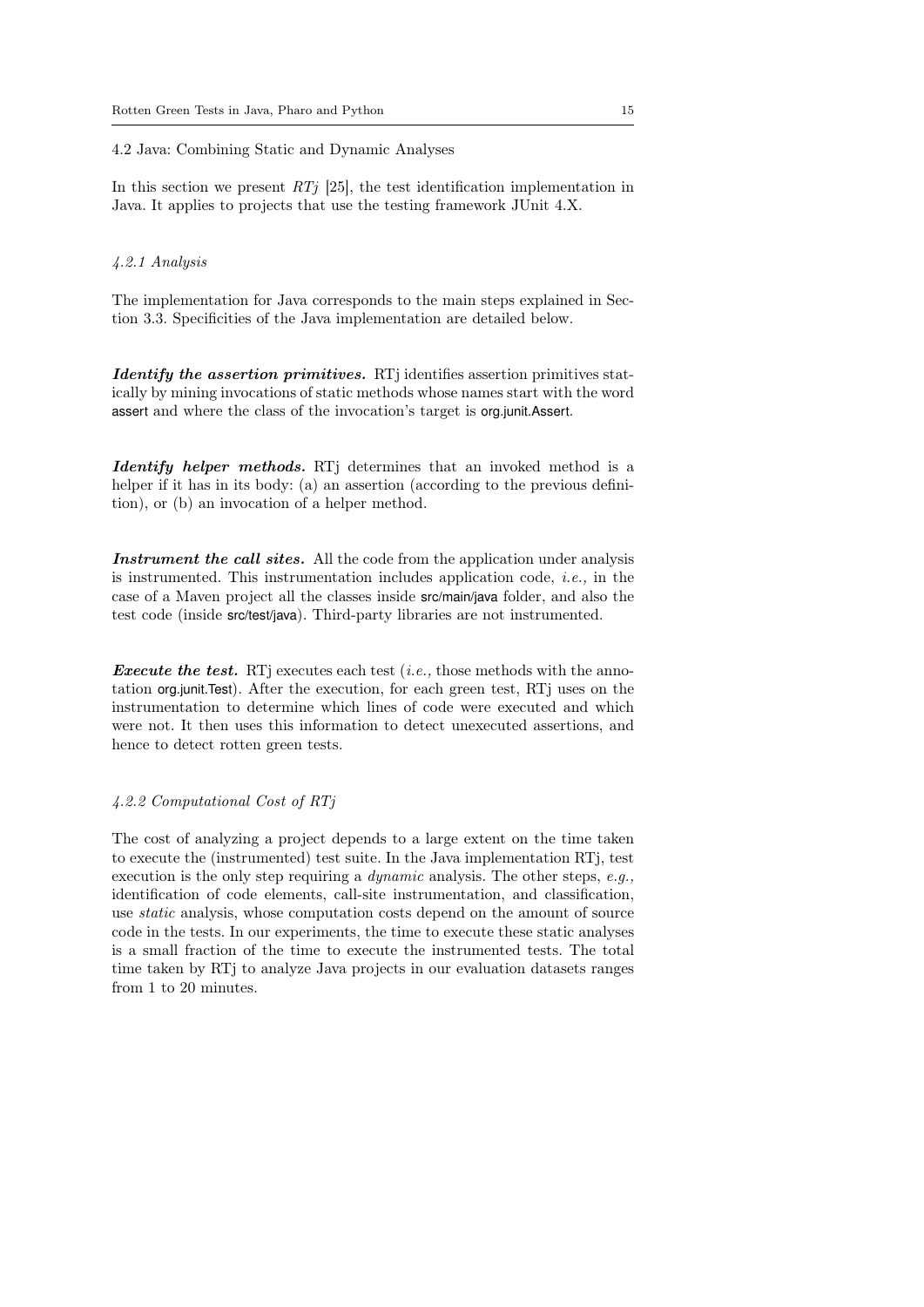## 4.2 Java: Combining Static and Dynamic Analyses

In this section we present *RTj* [25], the test identification implementation in Java. It applies to projects that use the testing framework JUnit 4.X.

### 4.2.1 Analysis

The implementation for Java corresponds to the main steps explained in Section 3.3. Specificities of the Java implementation are detailed below.

***Identify the assertion primitives.*** RTj identifies assertion primitives statically by mining invocations of static methods whose names start with the word assert and where the class of the invocation's target is org.junit.Assert.

***Identify helper methods.*** RTj determines that an invoked method is a helper if it has in its body: (a) an assertion (according to the previous definition), or (b) an invocation of a helper method.

***Instrument the call sites.*** All the code from the application under analysis is instrumented. This instrumentation includes application code, *i.e.,* in the case of a Maven project all the classes inside src/main/java folder, and also the test code (inside src/test/java). Third-party libraries are not instrumented.

***Execute the test.*** RTj executes each test (*i.e.,* those methods with the annotation org.junit.Test). After the execution, for each green test, RTj uses on the instrumentation to determine which lines of code were executed and which were not. It then uses this information to detect unexecuted assertions, and hence to detect rotten green tests.

### 4.2.2 Computational Cost of RTj

The cost of analyzing a project depends to a large extent on the time taken to execute the (instrumented) test suite. In the Java implementation RTj, test execution is the only step requiring a *dynamic* analysis. The other steps, *e.g.,* identification of code elements, call-site instrumentation, and classification, use *static* analysis, whose computation costs depend on the amount of source code in the tests. In our experiments, the time to execute these static analyses is a small fraction of the time to execute the instrumented tests. The total time taken by RTj to analyze Java projects in our evaluation datasets ranges from 1 to 20 minutes.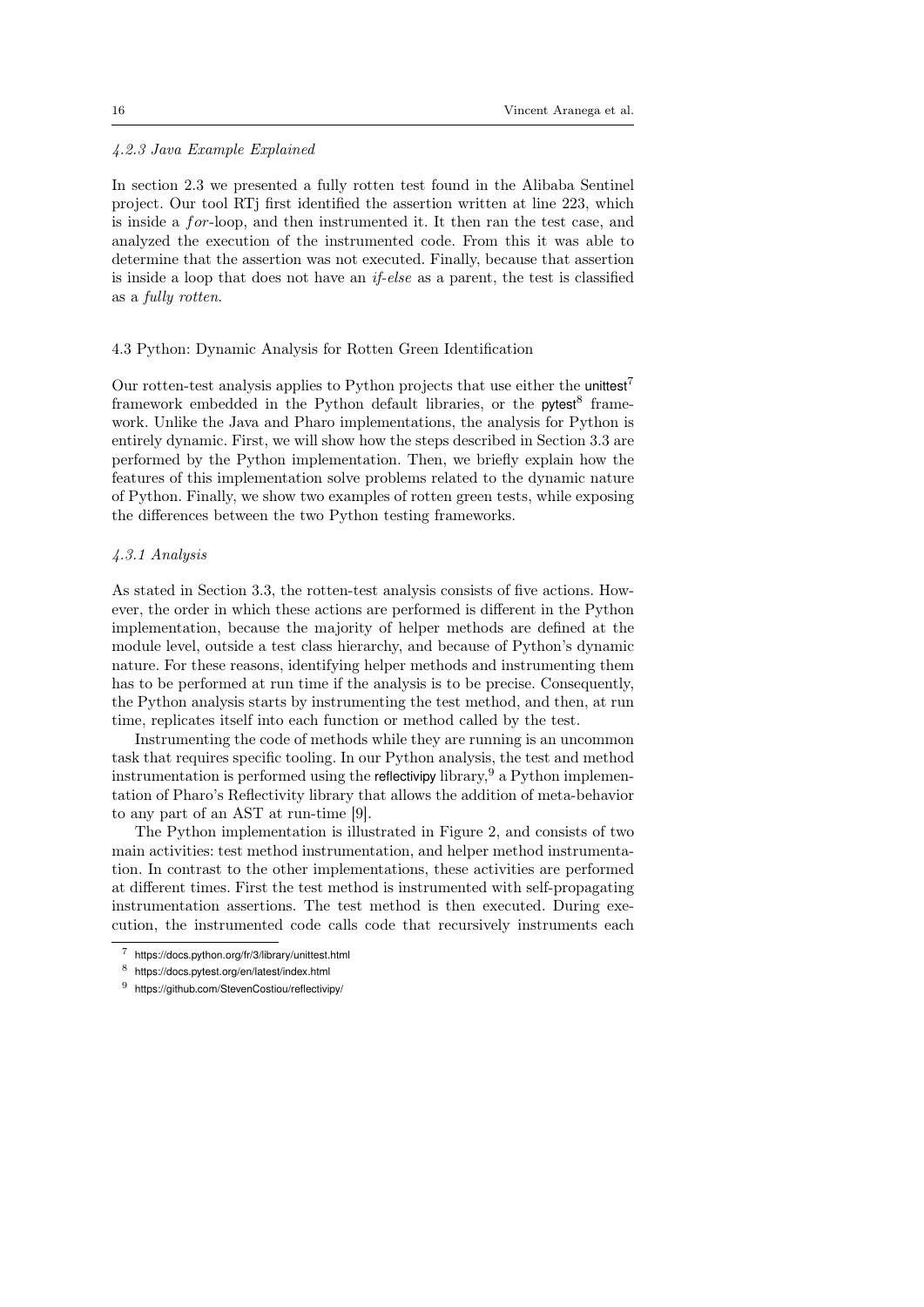#### *4.2.3 Java Example Explained*

In section 2.3 we presented a fully rotten test found in the Alibaba Sentinel project. Our tool RTj first identified the assertion written at line 223, which is inside a *for*-loop, and then instrumented it. It then ran the test case, and analyzed the execution of the instrumented code. From this it was able to determine that the assertion was not executed. Finally, because that assertion is inside a loop that does not have an *if-else* as a parent, the test is classified as a *fully rotten*.

### 4.3 Python: Dynamic Analysis for Rotten Green Identification

Our rotten-test analysis applies to Python projects that use either the unittest[7] framework embedded in the Python default libraries, or the pytest[8] framework. Unlike the Java and Pharo implementations, the analysis for Python is entirely dynamic. First, we will show how the steps described in Section 3.3 are performed by the Python implementation. Then, we briefly explain how the features of this implementation solve problems related to the dynamic nature of Python. Finally, we show two examples of rotten green tests, while exposing the differences between the two Python testing frameworks.

#### *4.3.1 Analysis*

As stated in Section 3.3, the rotten-test analysis consists of five actions. However, the order in which these actions are performed is different in the Python implementation, because the majority of helper methods are defined at the module level, outside a test class hierarchy, and because of Python's dynamic nature. For these reasons, identifying helper methods and instrumenting them has to be performed at run time if the analysis is to be precise. Consequently, the Python analysis starts by instrumenting the test method, and then, at run time, replicates itself into each function or method called by the test.

Instrumenting the code of methods while they are running is an uncommon task that requires specific tooling. In our Python analysis, the test and method instrumentation is performed using the reflectivipy library,[9] a Python implementation of Pharo's Reflectivity library that allows the addition of meta-behavior to any part of an AST at run-time [9].

The Python implementation is illustrated in Figure 2, and consists of two main activities: test method instrumentation, and helper method instrumentation. In contrast to the other implementations, these activities are performed at different times. First the test method is instrumented with self-propagating instrumentation assertions. The test method is then executed. During execution, the instrumented code calls code that recursively instruments each

[7] https://docs.python.org/fr/3/library/unittest.html

[8] https://docs.pytest.org/en/latest/index.html

[9] https://github.com/StevenCostiou/reflectivipy/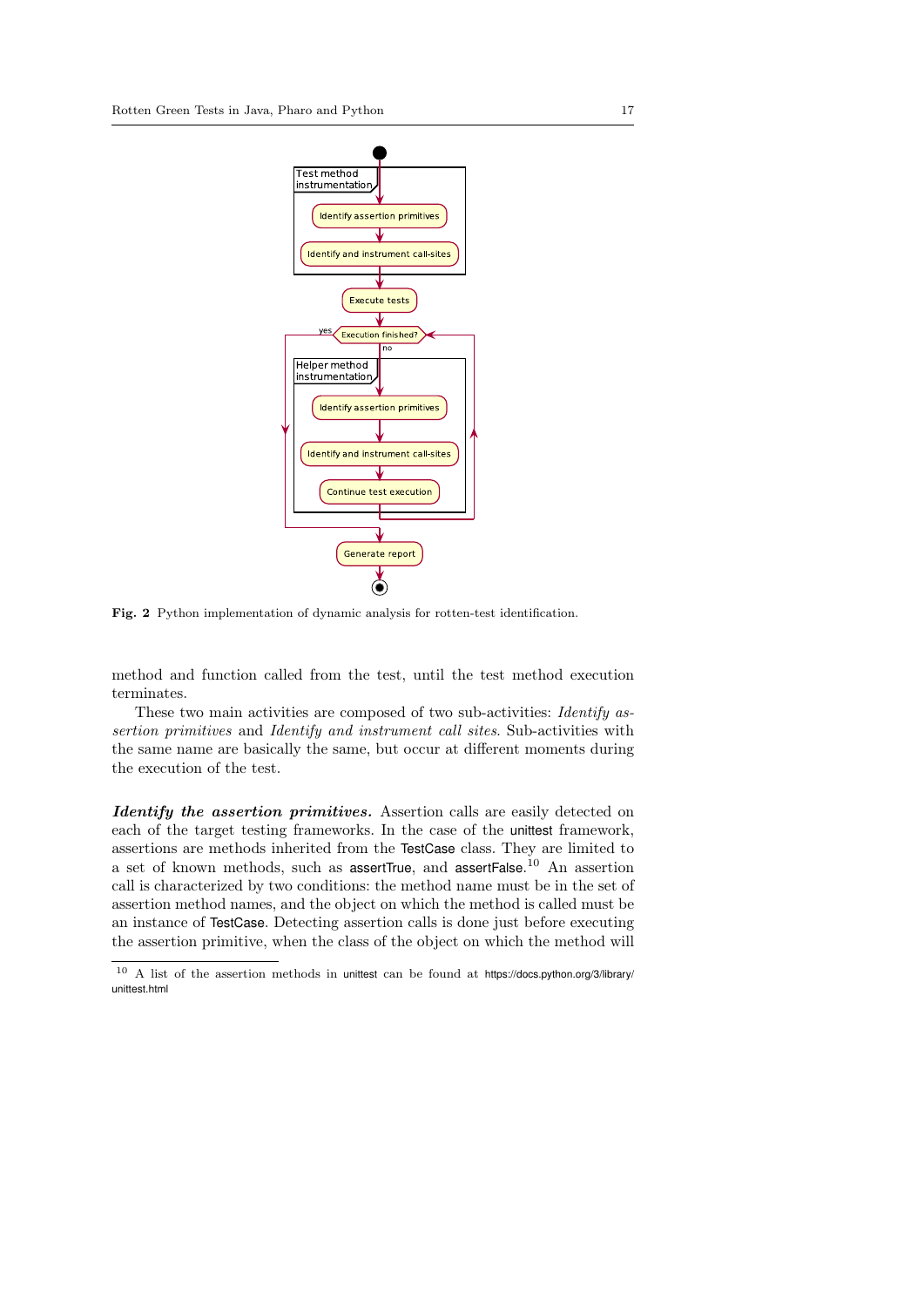Fig. 2 Python implementation of dynamic analysis for rotten-test identification.

method and function called from the test, until the test method execution terminates.

These two main activities are composed of two sub-activities: *Identify assertion primitives* and *Identify and instrument call sites*. Sub-activities with the same name are basically the same, but occur at different moments during the execution of the test.

***Identify the assertion primitives.*** Assertion calls are easily detected on each of the target testing frameworks. In the case of the unittest framework, assertions are methods inherited from the TestCase class. They are limited to a set of known methods, such as assertTrue, and assertFalse.[10] An assertion call is characterized by two conditions: the method name must be in the set of assertion method names, and the object on which the method is called must be an instance of TestCase. Detecting assertion calls is done just before executing the assertion primitive, when the class of the object on which the method will

[10] A list of the assertion methods in unittest can be found at https://docs.python.org/3/library/unittest.html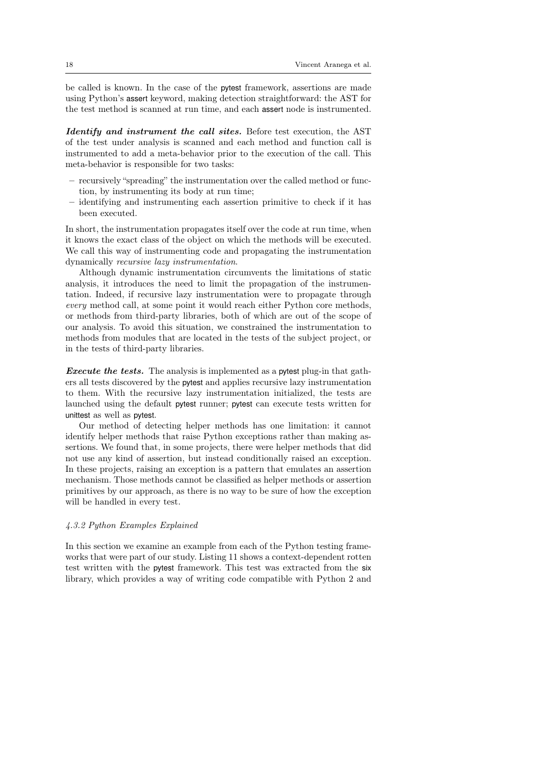be called is known. In the case of the pytest framework, assertions are made using Python's assert keyword, making detection straightforward: the AST for the test method is scanned at run time, and each assert node is instrumented.

***Identify and instrument the call sites.*** Before test execution, the AST of the test under analysis is scanned and each method and function call is instrumented to add a meta-behavior prior to the execution of the call. This meta-behavior is responsible for two tasks:

- recursively "spreading" the instrumentation over the called method or function, by instrumenting its body at run time;
- identifying and instrumenting each assertion primitive to check if it has been executed.

In short, the instrumentation propagates itself over the code at run time, when it knows the exact class of the object on which the methods will be executed. We call this way of instrumenting code and propagating the instrumentation dynamically *recursive lazy instrumentation*.

Although dynamic instrumentation circumvents the limitations of static analysis, it introduces the need to limit the propagation of the instrumentation. Indeed, if recursive lazy instrumentation were to propagate through *every* method call, at some point it would reach either Python core methods, or methods from third-party libraries, both of which are out of the scope of our analysis. To avoid this situation, we constrained the instrumentation to methods from modules that are located in the tests of the subject project, or in the tests of third-party libraries.

***Execute the tests.*** The analysis is implemented as a pytest plug-in that gathers all tests discovered by the pytest and applies recursive lazy instrumentation to them. With the recursive lazy instrumentation initialized, the tests are launched using the default pytest runner; pytest can execute tests written for unittest as well as pytest.

Our method of detecting helper methods has one limitation: it cannot identify helper methods that raise Python exceptions rather than making assertions. We found that, in some projects, there were helper methods that did not use any kind of assertion, but instead conditionally raised an exception. In these projects, raising an exception is a pattern that emulates an assertion mechanism. Those methods cannot be classified as helper methods or assertion primitives by our approach, as there is no way to be sure of how the exception will be handled in every test.

#### *4.3.2 Python Examples Explained*

In this section we examine an example from each of the Python testing frameworks that were part of our study. Listing 11 shows a context-dependent rotten test written with the pytest framework. This test was extracted from the six library, which provides a way of writing code compatible with Python 2 and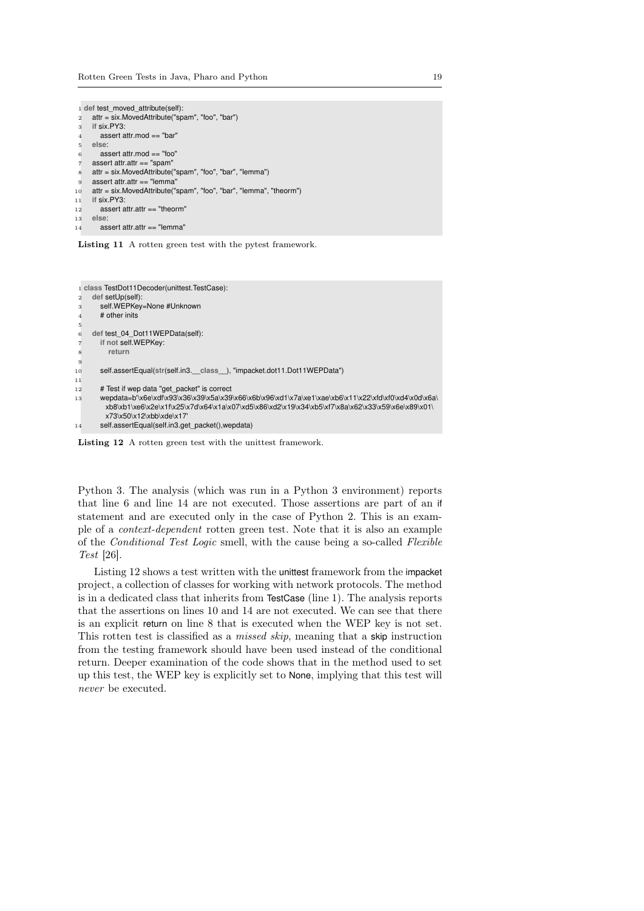```python
def test_moved_attribute(self):
    attr = six.MovedAttribute("spam", "foo", "bar")
    if six.PY3:
        assert attr.mod == "bar"
    else:
        assert attr.mod == "foo"
    assert attr.attr == "spam"
    attr = six.MovedAttribute("spam", "foo", "bar", "lemma")
    assert attr.attr == "lemma"
    attr = six.MovedAttribute("spam", "foo", "bar", "lemma", "theorm")
    if six.PY3:
        assert attr.attr == "theorm"
    else:
        assert attr.attr == "lemma"
```

**Listing 11** A rotten green test with the pytest framework.

```python
class TestDot11Decoder(unittest.TestCase):
    def setUp(self):
        self.WEPKey=None #Unknown
        # other inits

    def test_04_Dot11WEPData(self):
        if not self.WEPKey:
            return

        self.assertEqual(str(self.in3.__class__), "impacket.dot11.Dot11WEPData")

        # Test if wep data "get_packet" is correct
        wepdata=b'\x6e\xdf\x93\x36\x39\x5a\x39\x66\x6b\x96\xd1\x7a\xe1\xae\xb6\x11\x22\xfd\xf0\xd4\x0d\x6a\
          xb8\xb1\xe6\x2e\x1f\x25\x7d\x64\x1a\x07\xd5\x86\xd2\x19\x34\xb5\xf7\x8a\x62\x33\x59\x6e\x89\x01\
          x73\x50\x12\xbb\xde\x17'
        self.assertEqual(self.in3.get_packet(),wepdata)
```

**Listing 12** A rotten green test with the unittest framework.

Python 3. The analysis (which was run in a Python 3 environment) reports that line 6 and line 14 are not executed. Those assertions are part of an if statement and are executed only in the case of Python 2. This is an example of a *context-dependent* rotten green test. Note that it is also an example of the *Conditional Test Logic* smell, with the cause being a so-called *Flexible Test* [26].

Listing 12 shows a test written with the unittest framework from the impacket project, a collection of classes for working with network protocols. The method is in a dedicated class that inherits from TestCase (line 1). The analysis reports that the assertions on lines 10 and 14 are not executed. We can see that there is an explicit return on line 8 that is executed when the WEP key is not set. This rotten test is classified as a *missed skip*, meaning that a skip instruction from the testing framework should have been used instead of the conditional return. Deeper examination of the code shows that in the method used to set up this test, the WEP key is explicitly set to None, implying that this test will *never* be executed.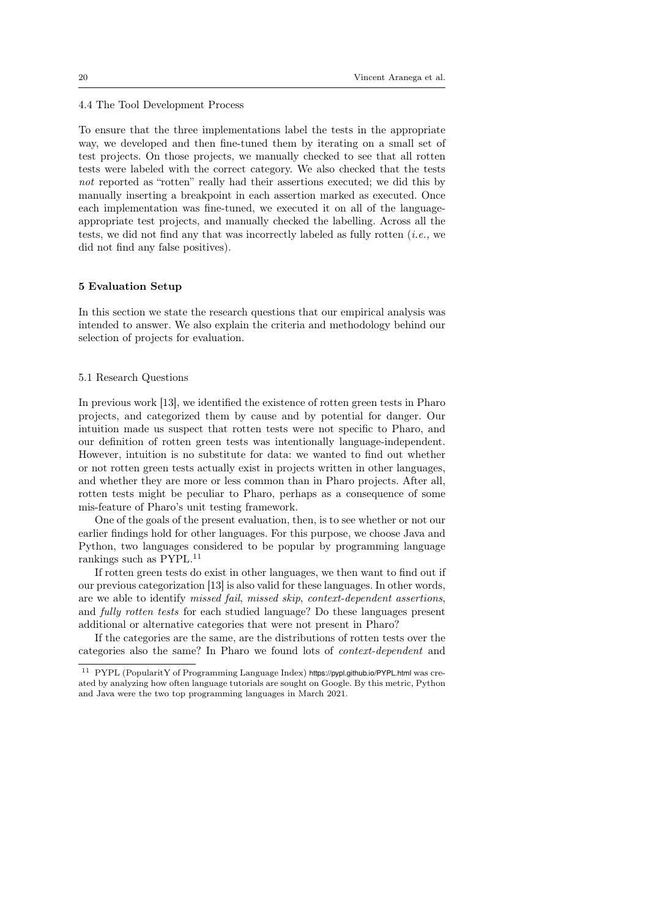### 4.4 The Tool Development Process

To ensure that the three implementations label the tests in the appropriate way, we developed and then fine-tuned them by iterating on a small set of test projects. On those projects, we manually checked to see that all rotten tests were labeled with the correct category. We also checked that the tests *not* reported as "rotten" really had their assertions executed; we did this by manually inserting a breakpoint in each assertion marked as executed. Once each implementation was fine-tuned, we executed it on all of the language-appropriate test projects, and manually checked the labelling. Across all the tests, we did not find any that was incorrectly labeled as fully rotten (*i.e.,* we did not find any false positives).

## 5 Evaluation Setup

In this section we state the research questions that our empirical analysis was intended to answer. We also explain the criteria and methodology behind our selection of projects for evaluation.

### 5.1 Research Questions

In previous work [13], we identified the existence of rotten green tests in Pharo projects, and categorized them by cause and by potential for danger. Our intuition made us suspect that rotten tests were not specific to Pharo, and our definition of rotten green tests was intentionally language-independent. However, intuition is no substitute for data: we wanted to find out whether or not rotten green tests actually exist in projects written in other languages, and whether they are more or less common than in Pharo projects. After all, rotten tests might be peculiar to Pharo, perhaps as a consequence of some mis-feature of Pharo's unit testing framework.

One of the goals of the present evaluation, then, is to see whether or not our earlier findings hold for other languages. For this purpose, we choose Java and Python, two languages considered to be popular by programming language rankings such as PYPL.[11]

If rotten green tests do exist in other languages, we then want to find out if our previous categorization [13] is also valid for these languages. In other words, are we able to identify *missed fail*, *missed skip*, *context-dependent assertions*, and *fully rotten tests* for each studied language? Do these languages present additional or alternative categories that were not present in Pharo?

If the categories are the same, are the distributions of rotten tests over the categories also the same? In Pharo we found lots of *context-dependent* and

---

[11] PYPL (PopularitY of Programming Language Index) https://pypl.github.io/PYPL.html was created by analyzing how often language tutorials are sought on Google. By this metric, Python and Java were the two top programming languages in March 2021.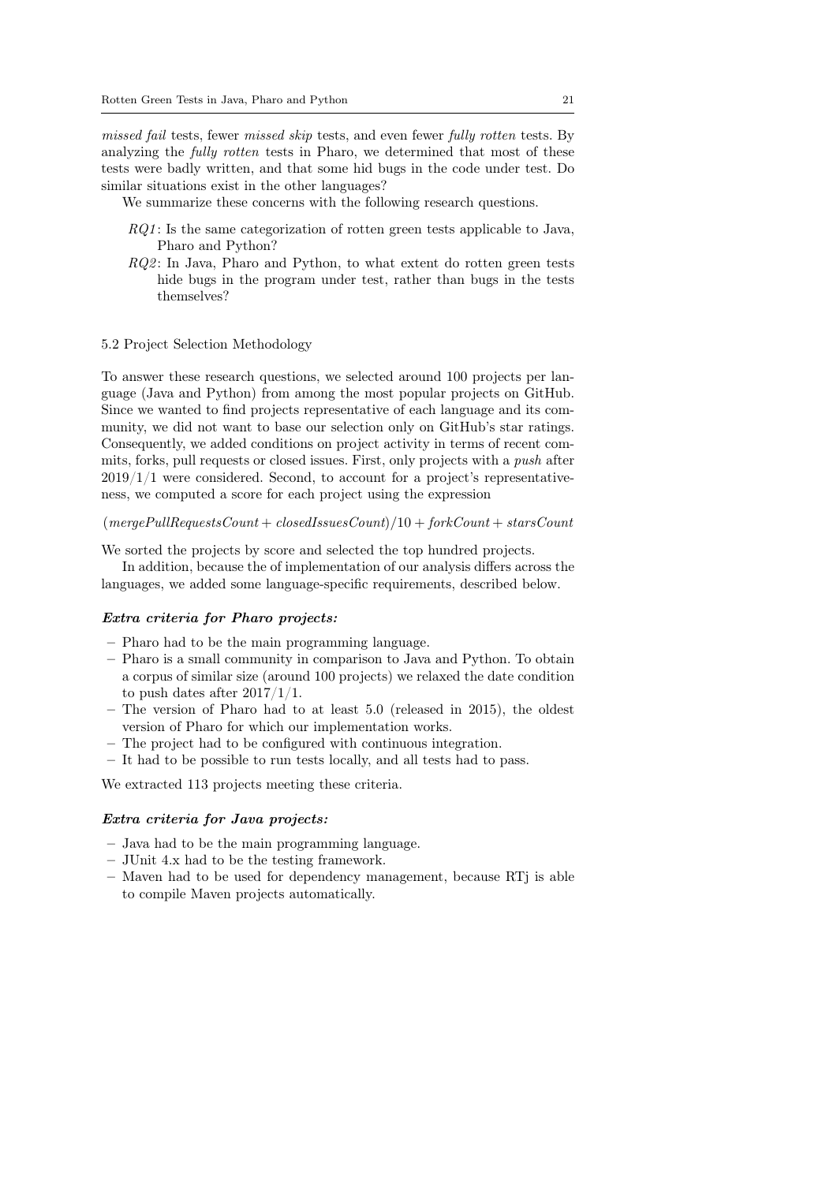*missed fail* tests, fewer *missed skip* tests, and even fewer *fully rotten* tests. By analyzing the *fully rotten* tests in Pharo, we determined that most of these tests were badly written, and that some hid bugs in the code under test. Do similar situations exist in the other languages?

We summarize these concerns with the following research questions.

- *RQ1*: Is the same categorization of rotten green tests applicable to Java, Pharo and Python?
- *RQ2*: In Java, Pharo and Python, to what extent do rotten green tests hide bugs in the program under test, rather than bugs in the tests themselves?

### 5.2 Project Selection Methodology

To answer these research questions, we selected around 100 projects per language (Java and Python) from among the most popular projects on GitHub. Since we wanted to find projects representative of each language and its community, we did not want to base our selection only on GitHub's star ratings. Consequently, we added conditions on project activity in terms of recent commits, forks, pull requests or closed issues. First, only projects with a *push* after 2019/1/1 were considered. Second, to account for a project's representativeness, we computed a score for each project using the expression

$$(mergePullRequestsCount + closedIssuesCount)/10 + forkCount + starsCount$$

We sorted the projects by score and selected the top hundred projects.

In addition, because the of implementation of our analysis differs across the languages, we added some language-specific requirements, described below.

#### *Extra criteria for Pharo projects:*

- Pharo had to be the main programming language.
- Pharo is a small community in comparison to Java and Python. To obtain a corpus of similar size (around 100 projects) we relaxed the date condition to push dates after 2017/1/1.
- The version of Pharo had to at least 5.0 (released in 2015), the oldest version of Pharo for which our implementation works.
- The project had to be configured with continuous integration.
- It had to be possible to run tests locally, and all tests had to pass.

We extracted 113 projects meeting these criteria.

#### *Extra criteria for Java projects:*

- Java had to be the main programming language.
- JUnit 4.x had to be the testing framework.
- Maven had to be used for dependency management, because RTj is able to compile Maven projects automatically.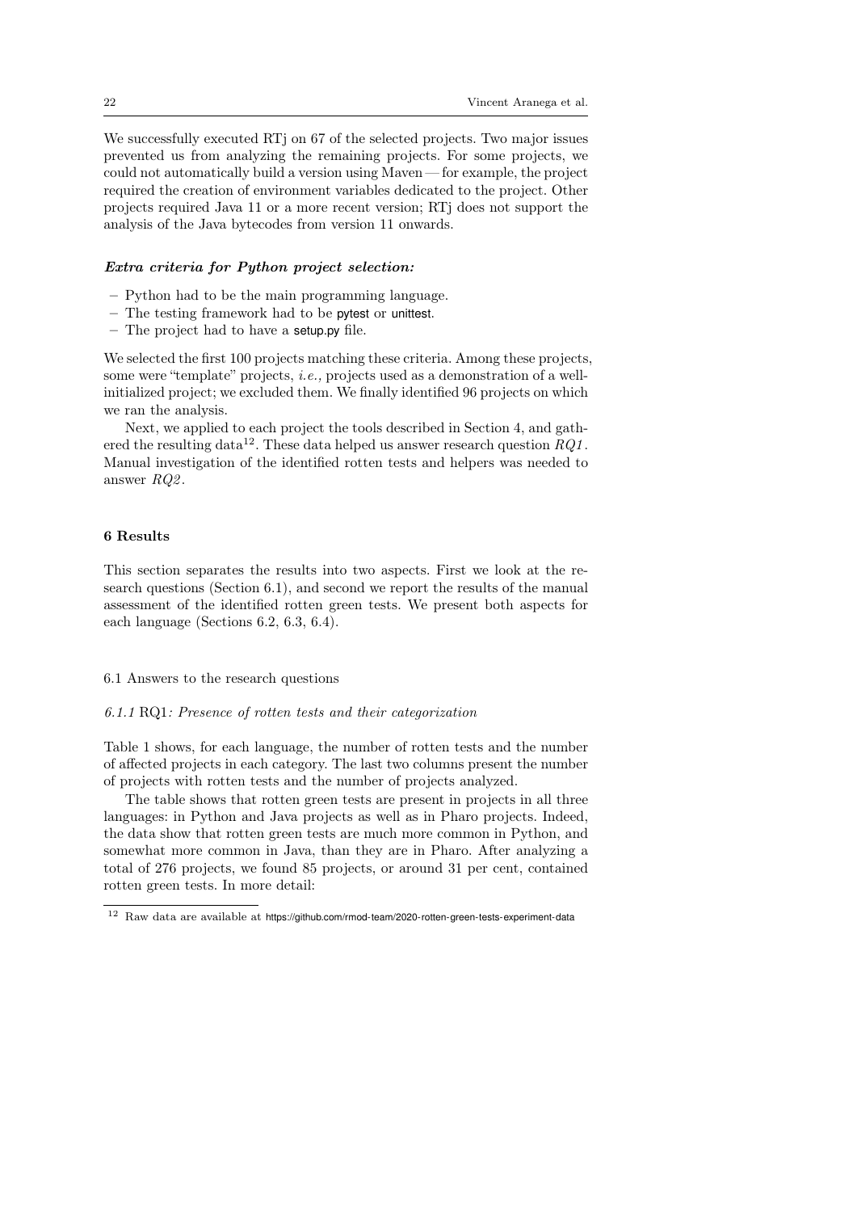We successfully executed RTj on 67 of the selected projects. Two major issues prevented us from analyzing the remaining projects. For some projects, we could not automatically build a version using Maven — for example, the project required the creation of environment variables dedicated to the project. Other projects required Java 11 or a more recent version; RTj does not support the analysis of the Java bytecodes from version 11 onwards.

***Extra criteria for Python project selection:***

- Python had to be the main programming language.
- The testing framework had to be pytest or unittest.
- The project had to have a setup.py file.

We selected the first 100 projects matching these criteria. Among these projects, some were "template" projects, *i.e.,* projects used as a demonstration of a well-initialized project; we excluded them. We finally identified 96 projects on which we ran the analysis.

Next, we applied to each project the tools described in Section 4, and gathered the resulting data[12]. These data helped us answer research question *RQ1*. Manual investigation of the identified rotten tests and helpers was needed to answer *RQ2*.

## 6 Results

This section separates the results into two aspects. First we look at the research questions (Section 6.1), and second we report the results of the manual assessment of the identified rotten green tests. We present both aspects for each language (Sections 6.2, 6.3, 6.4).

### 6.1 Answers to the research questions

#### *6.1.1* RQ1*: Presence of rotten tests and their categorization*

Table 1 shows, for each language, the number of rotten tests and the number of affected projects in each category. The last two columns present the number of projects with rotten tests and the number of projects analyzed.

The table shows that rotten green tests are present in projects in all three languages: in Python and Java projects as well as in Pharo projects. Indeed, the data show that rotten green tests are much more common in Python, and somewhat more common in Java, than they are in Pharo. After analyzing a total of 276 projects, we found 85 projects, or around 31 per cent, contained rotten green tests. In more detail:

[12] Raw data are available at https://github.com/rmod-team/2020-rotten-green-tests-experiment-data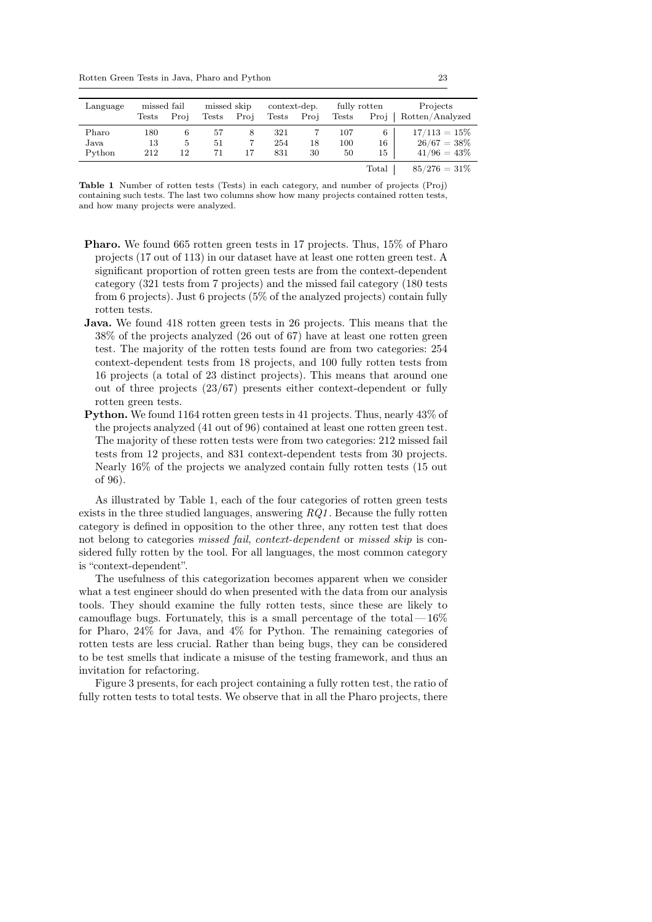| Language | missed fail | | missed skip | | context-dep. | | fully rotten | | Projects |
|---|---|---|---|---|---|---|---|---|---|
| | Tests | Proj | Tests | Proj | Tests | Proj | Tests | Proj | Rotten/Analyzed |
| Pharo | 180 | 6 | 57 | 8 | 321 | 7 | 107 | 6 | $17/113 = 15\%$ |
| Java | 13 | 5 | 51 | 7 | 254 | 18 | 100 | 16 | $26/67 = 38\%$ |
| Python | 212 | 12 | 71 | 17 | 831 | 30 | 50 | 15 | $41/96 = 43\%$ |
| | | | | | | | | Total | $85/276 = 31\%$ |

**Table 1** Number of rotten tests (Tests) in each category, and number of projects (Proj) containing such tests. The last two columns show how many projects contained rotten tests, and how many projects were analyzed.

- **Pharo.** We found 665 rotten green tests in 17 projects. Thus, 15% of Pharo projects (17 out of 113) in our dataset have at least one rotten green test. A significant proportion of rotten green tests are from the context-dependent category (321 tests from 7 projects) and the missed fail category (180 tests from 6 projects). Just 6 projects (5% of the analyzed projects) contain fully rotten tests.
- **Java.** We found 418 rotten green tests in 26 projects. This means that the 38% of the projects analyzed (26 out of 67) have at least one rotten green test. The majority of the rotten tests found are from two categories: 254 context-dependent tests from 18 projects, and 100 fully rotten tests from 16 projects (a total of 23 distinct projects). This means that around one out of three projects (23/67) presents either context-dependent or fully rotten green tests.
- **Python.** We found 1164 rotten green tests in 41 projects. Thus, nearly 43% of the projects analyzed (41 out of 96) contained at least one rotten green test. The majority of these rotten tests were from two categories: 212 missed fail tests from 12 projects, and 831 context-dependent tests from 30 projects. Nearly 16% of the projects we analyzed contain fully rotten tests (15 out of 96).

As illustrated by Table 1, each of the four categories of rotten green tests exists in the three studied languages, answering *RQ1*. Because the fully rotten category is defined in opposition to the other three, any rotten test that does not belong to categories *missed fail*, *context-dependent* or *missed skip* is considered fully rotten by the tool. For all languages, the most common category is "context-dependent".

The usefulness of this categorization becomes apparent when we consider what a test engineer should do when presented with the data from our analysis tools. They should examine the fully rotten tests, since these are likely to camouflage bugs. Fortunately, this is a small percentage of the total — 16% for Pharo, 24% for Java, and 4% for Python. The remaining categories of rotten tests are less crucial. Rather than being bugs, they can be considered to be test smells that indicate a misuse of the testing framework, and thus an invitation for refactoring.

Figure 3 presents, for each project containing a fully rotten test, the ratio of fully rotten tests to total tests. We observe that in all the Pharo projects, there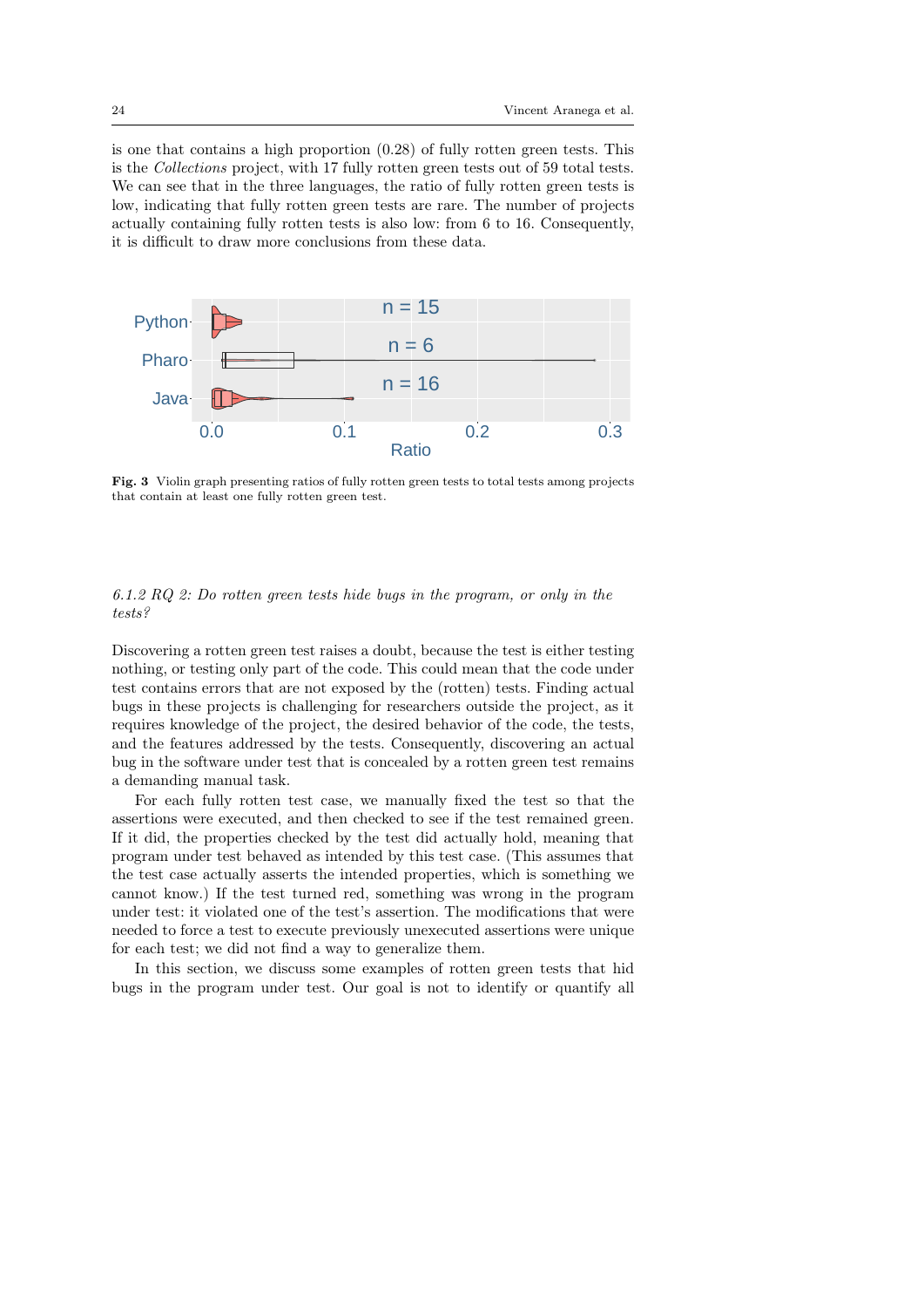is one that contains a high proportion (0.28) of fully rotten green tests. This is the *Collections* project, with 17 fully rotten green tests out of 59 total tests. We can see that in the three languages, the ratio of fully rotten green tests is low, indicating that fully rotten green tests are rare. The number of projects actually containing fully rotten tests is also low: from 6 to 16. Consequently, it is difficult to draw more conclusions from these data.

**Fig. 3** Violin graph presenting ratios of fully rotten green tests to total tests among projects that contain at least one fully rotten green test.

#### 6.1.2 RQ 2: Do rotten green tests hide bugs in the program, or only in the tests?

Discovering a rotten green test raises a doubt, because the test is either testing nothing, or testing only part of the code. This could mean that the code under test contains errors that are not exposed by the (rotten) tests. Finding actual bugs in these projects is challenging for researchers outside the project, as it requires knowledge of the project, the desired behavior of the code, the tests, and the features addressed by the tests. Consequently, discovering an actual bug in the software under test that is concealed by a rotten green test remains a demanding manual task.

For each fully rotten test case, we manually fixed the test so that the assertions were executed, and then checked to see if the test remained green. If it did, the properties checked by the test did actually hold, meaning that program under test behaved as intended by this test case. (This assumes that the test case actually asserts the intended properties, which is something we cannot know.) If the test turned red, something was wrong in the program under test: it violated one of the test's assertion. The modifications that were needed to force a test to execute previously unexecuted assertions were unique for each test; we did not find a way to generalize them.

In this section, we discuss some examples of rotten green tests that hid bugs in the program under test. Our goal is not to identify or quantify all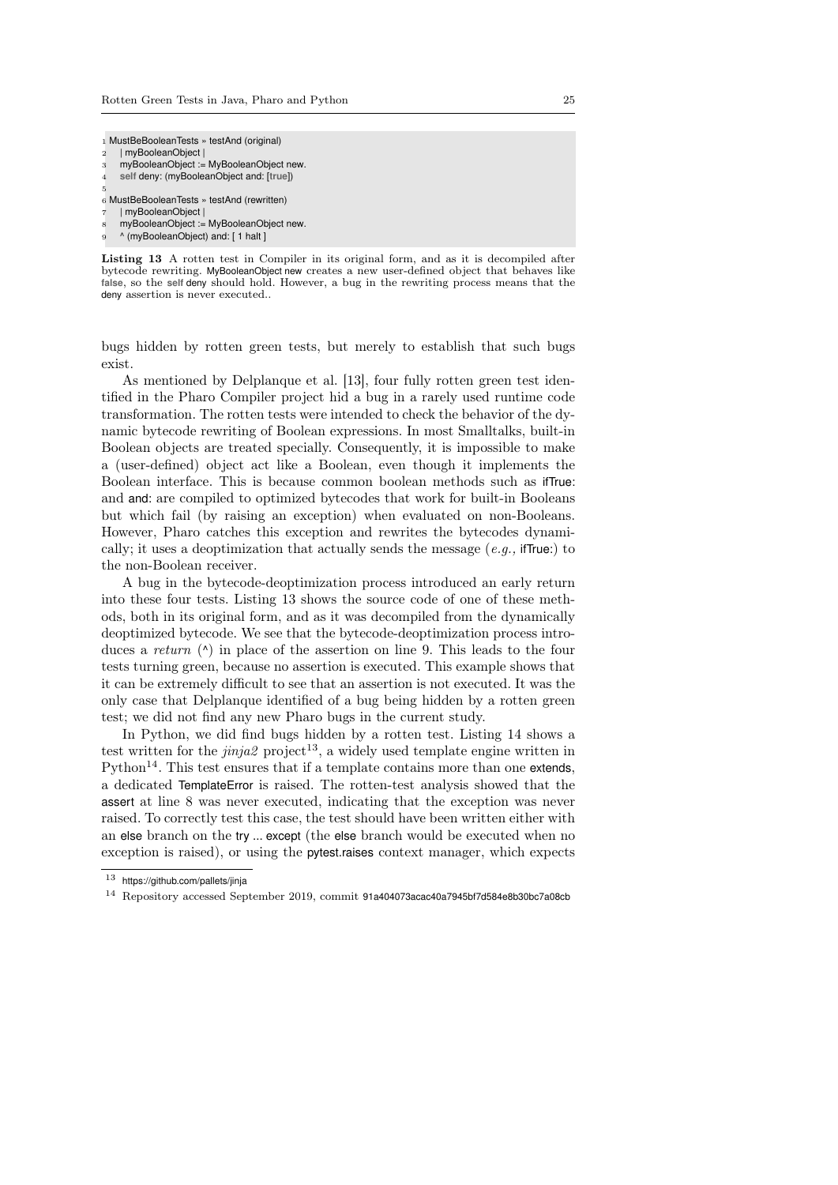```
1 MustBeBooleanTests » testAnd (original)
2   | myBooleanObject |
3   myBooleanObject := MyBooleanObject new.
4   self deny: (myBooleanObject and: [true])
5
6 MustBeBooleanTests » testAnd (rewritten)
7   | myBooleanObject |
8   myBooleanObject := MyBooleanObject new.
9   ^ (myBooleanObject) and: [ 1 halt ]
```

**Listing 13** A rotten test in Compiler in its original form, and as it is decompiled after bytecode rewriting. MyBooleanObject new creates a new user-defined object that behaves like **false**, so the **self** deny should hold. However, a bug in the rewriting process means that the deny assertion is never executed..

bugs hidden by rotten green tests, but merely to establish that such bugs exist.

As mentioned by Delplanque et al. [13], four fully rotten green test identified in the Pharo Compiler project hid a bug in a rarely used runtime code transformation. The rotten tests were intended to check the behavior of the dynamic bytecode rewriting of Boolean expressions. In most Smalltalks, built-in Boolean objects are treated specially. Consequently, it is impossible to make a (user-defined) object act like a Boolean, even though it implements the Boolean interface. This is because common boolean methods such as ifTrue: and and: are compiled to optimized bytecodes that work for built-in Booleans but which fail (by raising an exception) when evaluated on non-Booleans. However, Pharo catches this exception and rewrites the bytecodes dynamically; it uses a deoptimization that actually sends the message (*e.g.,* ifTrue:) to the non-Boolean receiver.

A bug in the bytecode-deoptimization process introduced an early return into these four tests. Listing 13 shows the source code of one of these methods, both in its original form, and as it was decompiled from the dynamically deoptimized bytecode. We see that the bytecode-deoptimization process introduces a *return* (^) in place of the assertion on line 9. This leads to the four tests turning green, because no assertion is executed. This example shows that it can be extremely difficult to see that an assertion is not executed. It was the only case that Delplanque identified of a bug being hidden by a rotten green test; we did not find any new Pharo bugs in the current study.

In Python, we did find bugs hidden by a rotten test. Listing 14 shows a test written for the *jinja2* project[13], a widely used template engine written in Python[14]. This test ensures that if a template contains more than one extends, a dedicated TemplateError is raised. The rotten-test analysis showed that the assert at line 8 was never executed, indicating that the exception was never raised. To correctly test this case, the test should have been written either with an else branch on the try ... except (the else branch would be executed when no exception is raised), or using the pytest.raises context manager, which expects

[13] https://github.com/pallets/jinja

[14] Repository accessed September 2019, commit 91a404073acac40a7945bf7d584e8b30bc7a08cb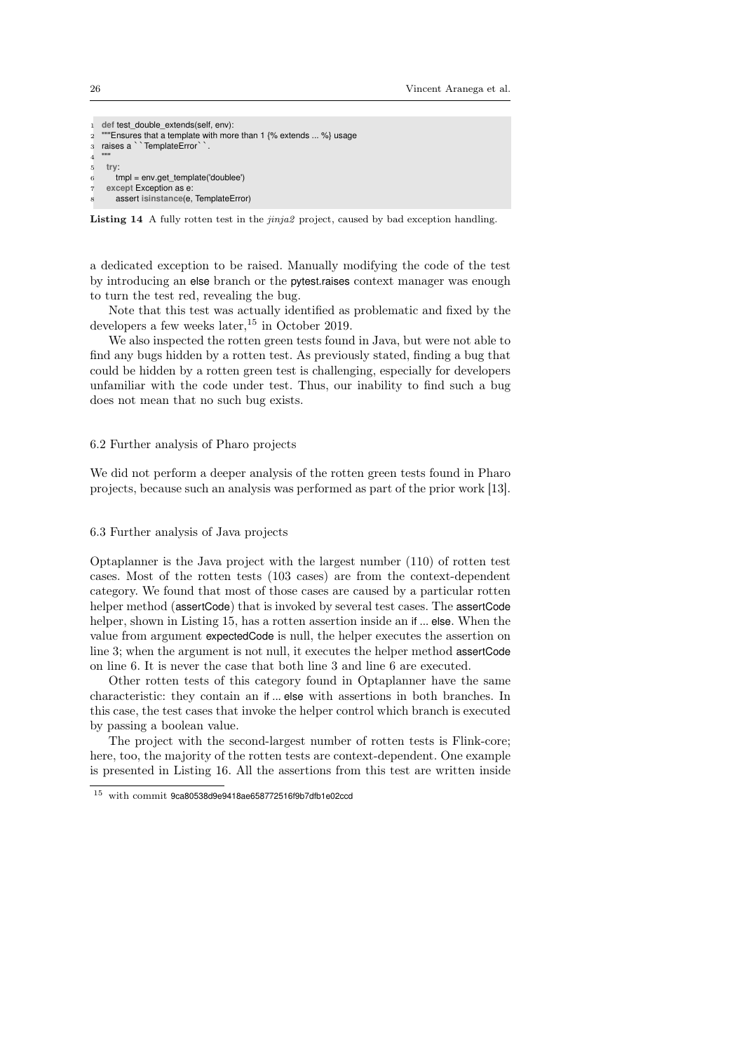```python
def test_double_extends(self, env):
"""Ensures that a template with more than 1 {% extends ... %} usage
raises a ``TemplateError``.
"""
  try:
    tmpl = env.get_template('doublee')
  except Exception as e:
    assert isinstance(e, TemplateError)
```

**Listing 14** A fully rotten test in the *jinja2* project, caused by bad exception handling.

a dedicated exception to be raised. Manually modifying the code of the test by introducing an else branch or the pytest.raises context manager was enough to turn the test red, revealing the bug.

Note that this test was actually identified as problematic and fixed by the developers a few weeks later,[15] in October 2019.

We also inspected the rotten green tests found in Java, but were not able to find any bugs hidden by a rotten test. As previously stated, finding a bug that could be hidden by a rotten green test is challenging, especially for developers unfamiliar with the code under test. Thus, our inability to find such a bug does not mean that no such bug exists.

### 6.2 Further analysis of Pharo projects

We did not perform a deeper analysis of the rotten green tests found in Pharo projects, because such an analysis was performed as part of the prior work [13].

### 6.3 Further analysis of Java projects

Optaplanner is the Java project with the largest number (110) of rotten test cases. Most of the rotten tests (103 cases) are from the context-dependent category. We found that most of those cases are caused by a particular rotten helper method (assertCode) that is invoked by several test cases. The assertCode helper, shown in Listing 15, has a rotten assertion inside an if ... else. When the value from argument expectedCode is null, the helper executes the assertion on line 3; when the argument is not null, it executes the helper method assertCode on line 6. It is never the case that both line 3 and line 6 are executed.

Other rotten tests of this category found in Optaplanner have the same characteristic: they contain an if ... else with assertions in both branches. In this case, the test cases that invoke the helper control which branch is executed by passing a boolean value.

The project with the second-largest number of rotten tests is Flink-core; here, too, the majority of the rotten tests are context-dependent. One example is presented in Listing 16. All the assertions from this test are written inside

[15] with commit 9ca80538d9e9418ae658772516f9b7dfb1e02ccd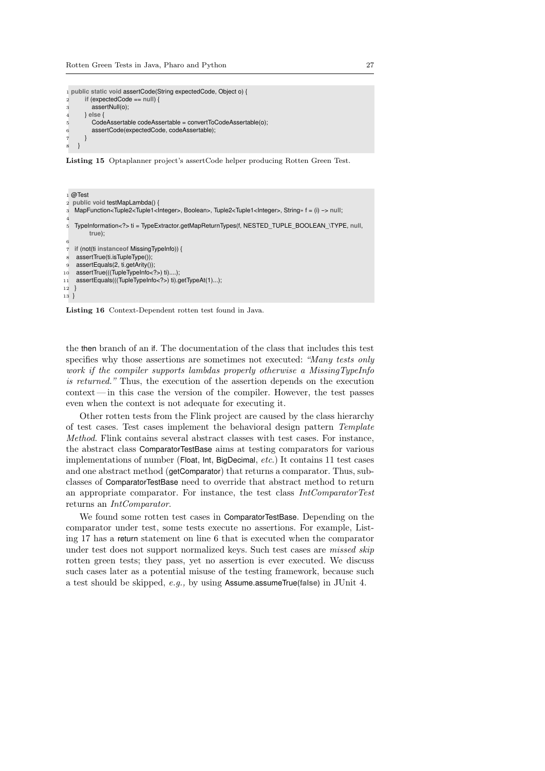```java
public static void assertCode(String expectedCode, Object o) {
    if (expectedCode == null) {
        assertNull(o);
    } else {
        CodeAssertable codeAssertable = convertToCodeAssertable(o);
        assertCode(expectedCode, codeAssertable);
    }
}
```

**Listing 15** Optaplanner project's assertCode helper producing Rotten Green Test.

```java
@Test
public void testMapLambda() {
 MapFunction<Tuple2<Tuple1<Integer>, Boolean>, Tuple2<Tuple1<Integer>, String» f = (i) –> null;

 TypeInformation<?> ti = TypeExtractor.getMapReturnTypes(f, NESTED_TUPLE_BOOLEAN_\TYPE, null,
      true);

 if (not(ti instanceof MissingTypeInfo)) {
  assertTrue(ti.isTupleType());
  assertEquals(2, ti.getArity());
  assertTrue(((TupleTypeInfo<?>) ti)....);
  assertEquals(((TupleTypeInfo<?>) ti).getTypeAt(1)...);
 }
}
```

**Listing 16** Context-Dependent rotten test found in Java.

the then branch of an if. The documentation of the class that includes this test specifies why those assertions are sometimes not executed: *"Many tests only work if the compiler supports lambdas properly otherwise a MissingTypeInfo is returned."* Thus, the execution of the assertion depends on the execution context — in this case the version of the compiler. However, the test passes even when the context is not adequate for executing it.

Other rotten tests from the Flink project are caused by the class hierarchy of test cases. Test cases implement the behavioral design pattern *Template Method*. Flink contains several abstract classes with test cases. For instance, the abstract class ComparatorTestBase aims at testing comparators for various implementations of number (Float, Int, BigDecimal, *etc.*) It contains 11 test cases and one abstract method (getComparator) that returns a comparator. Thus, subclasses of ComparatorTestBase need to override that abstract method to return an appropriate comparator. For instance, the test class *IntComparatorTest* returns an *IntComparator*.

We found some rotten test cases in ComparatorTestBase. Depending on the comparator under test, some tests execute no assertions. For example, Listing 17 has a return statement on line 6 that is executed when the comparator under test does not support normalized keys. Such test cases are *missed skip* rotten green tests; they pass, yet no assertion is ever executed. We discuss such cases later as a potential misuse of the testing framework, because such a test should be skipped, *e.g.,* by using Assume.assumeTrue(false) in JUnit 4.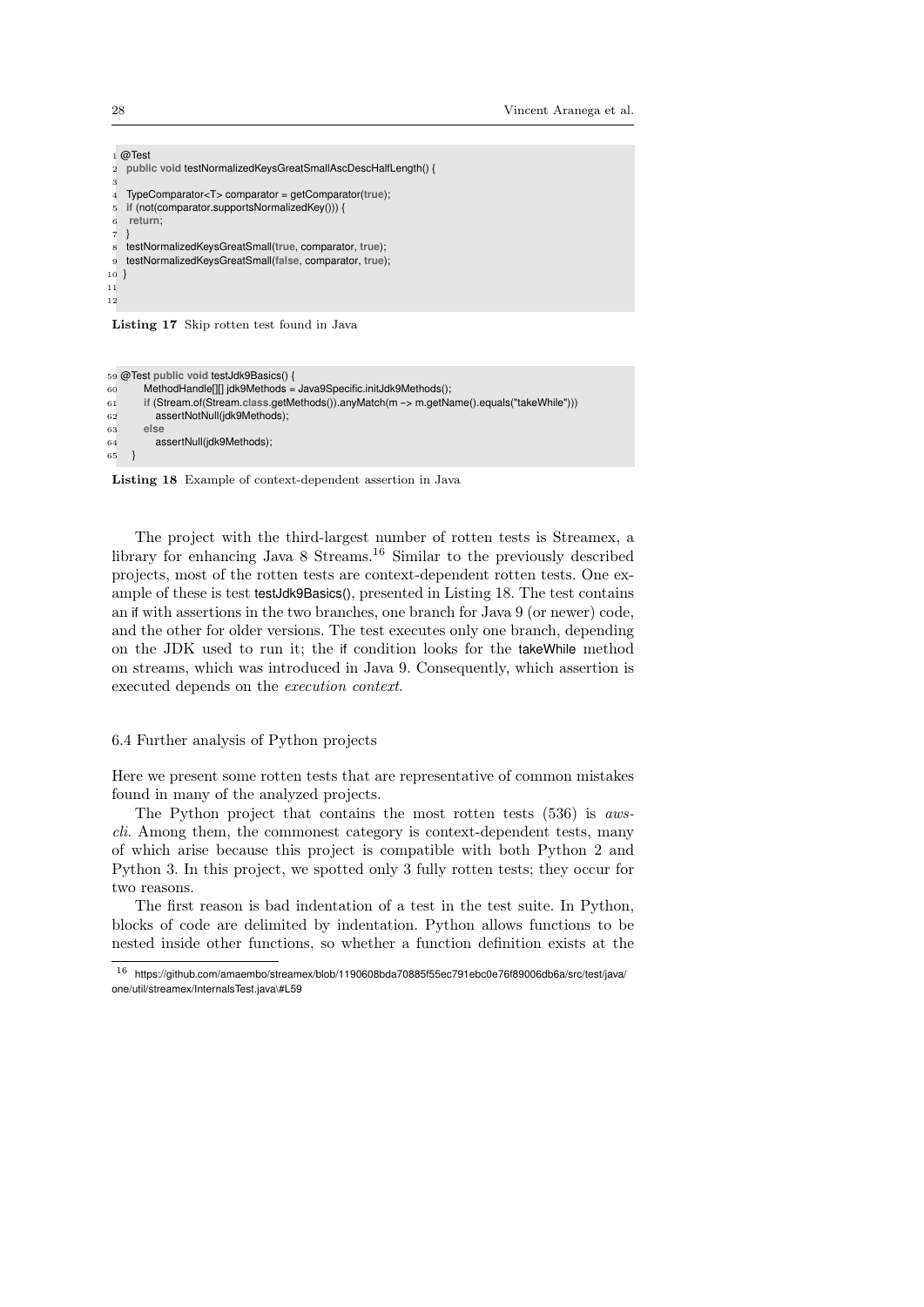```java
@Test
 public void testNormalizedKeysGreatSmallAscDescHalfLength() {

 TypeComparator<T> comparator = getComparator(true);
 if (not(comparator.supportsNormalizedKey())) {
  return;
 }
 testNormalizedKeysGreatSmall(true, comparator, true);
 testNormalizedKeysGreatSmall(false, comparator, true);
}


```

**Listing 17** Skip rotten test found in Java

```java
@Test public void testJdk9Basics() {
      MethodHandle[][] jdk9Methods = Java9Specific.initJdk9Methods();
      if (Stream.of(Stream.class.getMethods()).anyMatch(m -> m.getName().equals("takeWhile")))
         assertNotNull(jdk9Methods);
      else
         assertNull(jdk9Methods);
   }
```

**Listing 18** Example of context-dependent assertion in Java

The project with the third-largest number of rotten tests is Streamex, a library for enhancing Java 8 Streams.[16] Similar to the previously described projects, most of the rotten tests are context-dependent rotten tests. One example of these is test testJdk9Basics(), presented in Listing 18. The test contains an if with assertions in the two branches, one branch for Java 9 (or newer) code, and the other for older versions. The test executes only one branch, depending on the JDK used to run it; the if condition looks for the takeWhile method on streams, which was introduced in Java 9. Consequently, which assertion is executed depends on the *execution context*.

### 6.4 Further analysis of Python projects

Here we present some rotten tests that are representative of common mistakes found in many of the analyzed projects.

The Python project that contains the most rotten tests (536) is *aws-cli*. Among them, the commonest category is context-dependent tests, many of which arise because this project is compatible with both Python 2 and Python 3. In this project, we spotted only 3 fully rotten tests; they occur for two reasons.

The first reason is bad indentation of a test in the test suite. In Python, blocks of code are delimited by indentation. Python allows functions to be nested inside other functions, so whether a function definition exists at the

[16] https://github.com/amaembo/streamex/blob/1190608bda70885f55ec791ebc0e76f89006db6a/src/test/java/one/util/streamex/InternalsTest.java\#L59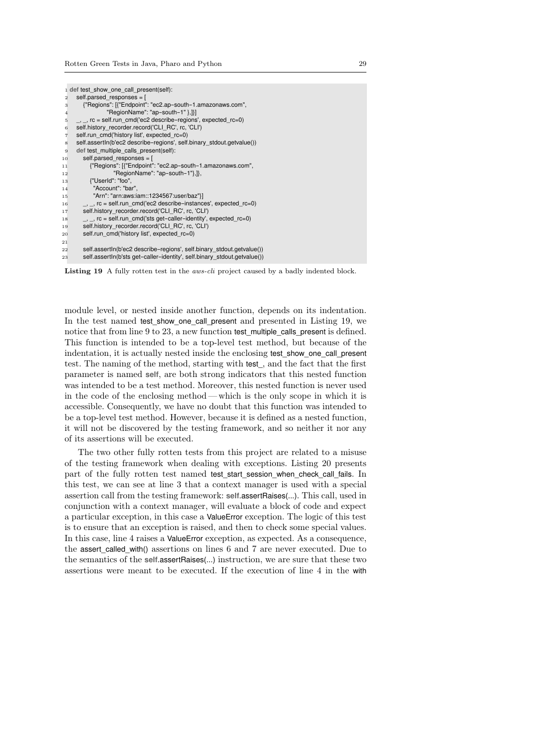```python
def test_show_one_call_present(self):
    self.parsed_responses = [
        {"Regions": [{"Endpoint": "ec2.ap-south-1.amazonaws.com",
                      "RegionName": "ap-south-1" },]}]
    _, _, rc = self.run_cmd('ec2 describe-regions', expected_rc=0)
    self.history_recorder.record('CLI_RC', rc, 'CLI')
    self.run_cmd('history list', expected_rc=0)
    self.assertIn(b'ec2 describe-regions', self.binary_stdout.getvalue())
    def test_multiple_calls_present(self):
        self.parsed_responses = [
            {"Regions": [{"Endpoint": "ec2.ap-south-1.amazonaws.com",
                          "RegionName": "ap-south-1"},]},
            {"UserId": "foo",
             "Account": "bar",
             "Arn": "arn:aws:iam::1234567:user/baz"}]
        _, _, rc = self.run_cmd('ec2 describe-instances', expected_rc=0)
        self.history_recorder.record('CLI_RC', rc, 'CLI')
        _, _, rc = self.run_cmd('sts get-caller-identity', expected_rc=0)
        self.history_recorder.record('CLI_RC', rc, 'CLI')
        self.run_cmd('history list', expected_rc=0)

        self.assertIn(b'ec2 describe-regions', self.binary_stdout.getvalue())
        self.assertIn(b'sts get-caller-identity', self.binary_stdout.getvalue())
```

**Listing 19** A fully rotten test in the *aws-cli* project caused by a badly indented block.

module level, or nested inside another function, depends on its indentation. In the test named test_show_one_call_present and presented in Listing 19, we notice that from line 9 to 23, a new function test_multiple_calls_present is defined. This function is intended to be a top-level test method, but because of the indentation, it is actually nested inside the enclosing test_show_one_call_present test. The naming of the method, starting with test_, and the fact that the first parameter is named **self**, are both strong indicators that this nested function was intended to be a test method. Moreover, this nested function is never used in the code of the enclosing method — which is the only scope in which it is accessible. Consequently, we have no doubt that this function was intended to be a top-level test method. However, because it is defined as a nested function, it will not be discovered by the testing framework, and so neither it nor any of its assertions will be executed.

The two other fully rotten tests from this project are related to a misuse of the testing framework when dealing with exceptions. Listing 20 presents part of the fully rotten test named test_start_session_when_check_call_fails. In this test, we can see at line 3 that a context manager is used with a special assertion call from the testing framework: **self**.assertRaises(...). This call, used in conjunction with a context manager, will evaluate a block of code and expect a particular exception, in this case a ValueError exception. The logic of this test is to ensure that an exception is raised, and then to check some special values. In this case, line 4 raises a ValueError exception, as expected. As a consequence, the assert_called_with() assertions on lines 6 and 7 are never executed. Due to the semantics of the **self**.assertRaises(...) instruction, we are sure that these two assertions were meant to be executed. If the execution of line 4 in the with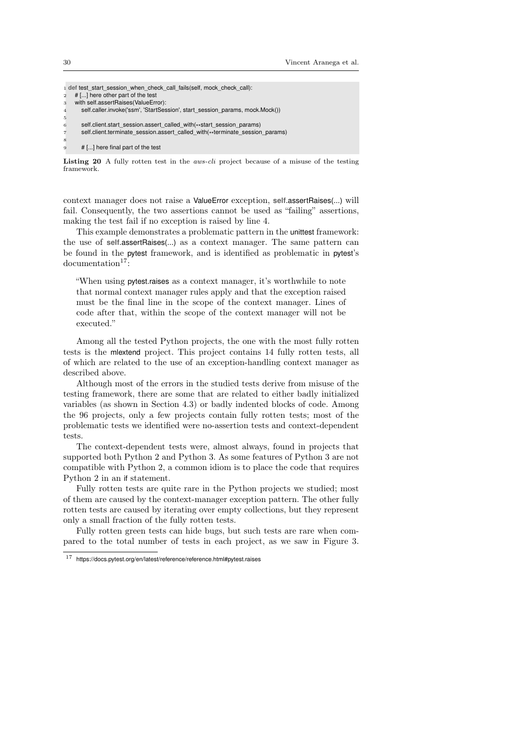```python
def test_start_session_when_check_call_fails(self, mock_check_call):
    # [...] here other part of the test
    with self.assertRaises(ValueError):
        self.caller.invoke('ssm', 'StartSession', start_session_params, mock.Mock())

        self.client.start_session.assert_called_with(**start_session_params)
        self.client.terminate_session.assert_called_with(**terminate_session_params)

    # [...] here final part of the test
```

**Listing 20** A fully rotten test in the *aws-cli* project because of a misuse of the testing framework.

context manager does not raise a ValueError exception, **self**.assertRaises(...) will fail. Consequently, the two assertions cannot be used as "failing" assertions, making the test fail if no exception is raised by line 4.

This example demonstrates a problematic pattern in the unittest framework: the use of **self**.assertRaises(...) as a context manager. The same pattern can be found in the pytest framework, and is identified as problematic in pytest's documentation[17]:

> "When using pytest.raises as a context manager, it's worthwhile to note that normal context manager rules apply and that the exception raised must be the final line in the scope of the context manager. Lines of code after that, within the scope of the context manager will not be executed."

Among all the tested Python projects, the one with the most fully rotten tests is the mlextend project. This project contains 14 fully rotten tests, all of which are related to the use of an exception-handling context manager as described above.

Although most of the errors in the studied tests derive from misuse of the testing framework, there are some that are related to either badly initialized variables (as shown in Section 4.3) or badly indented blocks of code. Among the 96 projects, only a few projects contain fully rotten tests; most of the problematic tests we identified were no-assertion tests and context-dependent tests.

The context-dependent tests were, almost always, found in projects that supported both Python 2 and Python 3. As some features of Python 3 are not compatible with Python 2, a common idiom is to place the code that requires Python 2 in an if statement.

Fully rotten tests are quite rare in the Python projects we studied; most of them are caused by the context-manager exception pattern. The other fully rotten tests are caused by iterating over empty collections, but they represent only a small fraction of the fully rotten tests.

Fully rotten green tests can hide bugs, but such tests are rare when compared to the total number of tests in each project, as we saw in Figure 3.

[17] https://docs.pytest.org/en/latest/reference/reference.html#pytest.raises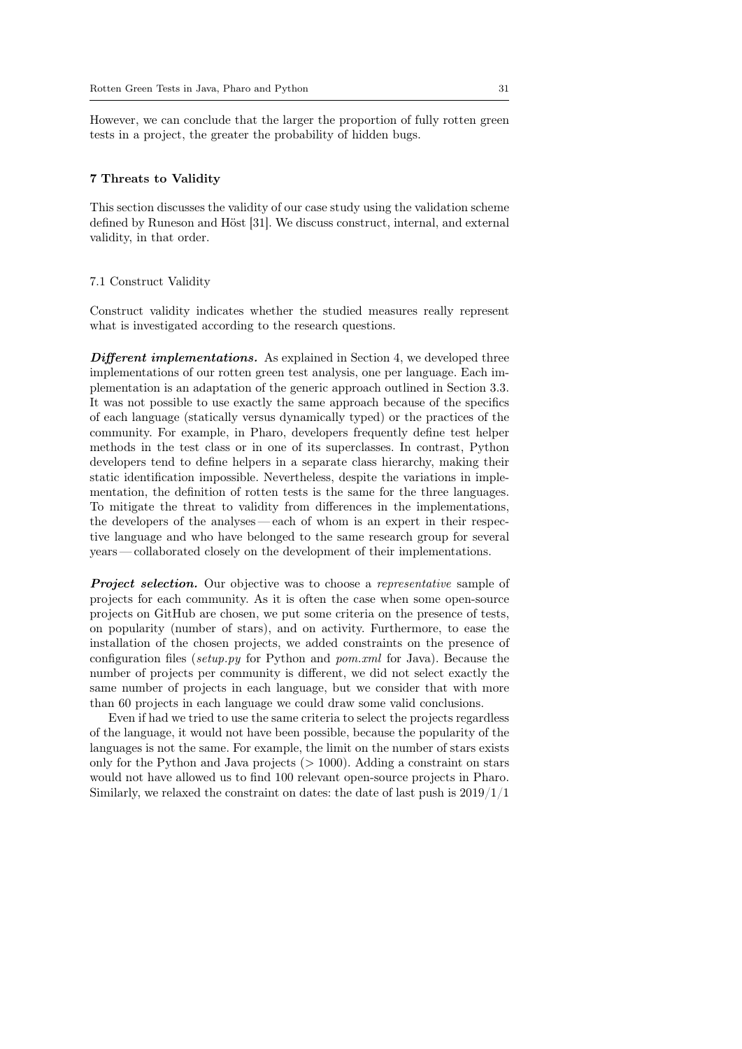However, we can conclude that the larger the proportion of fully rotten green tests in a project, the greater the probability of hidden bugs.

## 7 Threats to Validity

This section discusses the validity of our case study using the validation scheme defined by Runeson and Höst [31]. We discuss construct, internal, and external validity, in that order.

### 7.1 Construct Validity

Construct validity indicates whether the studied measures really represent what is investigated according to the research questions.

***Different implementations.*** As explained in Section 4, we developed three implementations of our rotten green test analysis, one per language. Each implementation is an adaptation of the generic approach outlined in Section 3.3. It was not possible to use exactly the same approach because of the specifics of each language (statically versus dynamically typed) or the practices of the community. For example, in Pharo, developers frequently define test helper methods in the test class or in one of its superclasses. In contrast, Python developers tend to define helpers in a separate class hierarchy, making their static identification impossible. Nevertheless, despite the variations in implementation, the definition of rotten tests is the same for the three languages. To mitigate the threat to validity from differences in the implementations, the developers of the analyses — each of whom is an expert in their respective language and who have belonged to the same research group for several years — collaborated closely on the development of their implementations.

***Project selection.*** Our objective was to choose a *representative* sample of projects for each community. As it is often the case when some open-source projects on GitHub are chosen, we put some criteria on the presence of tests, on popularity (number of stars), and on activity. Furthermore, to ease the installation of the chosen projects, we added constraints on the presence of configuration files (*setup.py* for Python and *pom.xml* for Java). Because the number of projects per community is different, we did not select exactly the same number of projects in each language, but we consider that with more than 60 projects in each language we could draw some valid conclusions.

Even if had we tried to use the same criteria to select the projects regardless of the language, it would not have been possible, because the popularity of the languages is not the same. For example, the limit on the number of stars exists only for the Python and Java projects ($> 1000$). Adding a constraint on stars would not have allowed us to find 100 relevant open-source projects in Pharo. Similarly, we relaxed the constraint on dates: the date of last push is 2019/1/1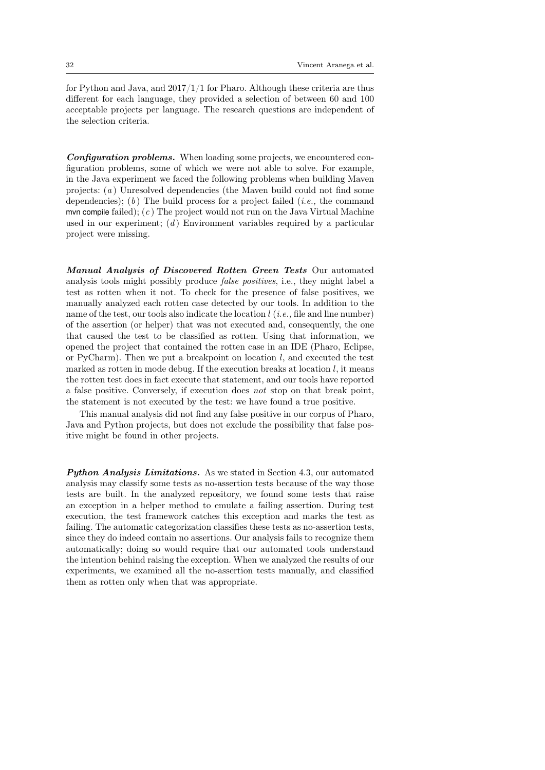for Python and Java, and 2017/1/1 for Pharo. Although these criteria are thus different for each language, they provided a selection of between 60 and 100 acceptable projects per language. The research questions are independent of the selection criteria.

***Configuration problems.*** When loading some projects, we encountered configuration problems, some of which we were not able to solve. For example, in the Java experiment we faced the following problems when building Maven projects: (*a*) Unresolved dependencies (the Maven build could not find some dependencies); (*b*) The build process for a project failed (*i.e.,* the command `mvn compile` failed); (*c*) The project would not run on the Java Virtual Machine used in our experiment; (*d*) Environment variables required by a particular project were missing.

***Manual Analysis of Discovered Rotten Green Tests*** Our automated analysis tools might possibly produce *false positives*, i.e., they might label a test as rotten when it not. To check for the presence of false positives, we manually analyzed each rotten case detected by our tools. In addition to the name of the test, our tools also indicate the location $l$ (*i.e.,* file and line number) of the assertion (or helper) that was not executed and, consequently, the one that caused the test to be classified as rotten. Using that information, we opened the project that contained the rotten case in an IDE (Pharo, Eclipse, or PyCharm). Then we put a breakpoint on location $l$, and executed the test marked as rotten in mode debug. If the execution breaks at location $l$, it means the rotten test does in fact execute that statement, and our tools have reported a false positive. Conversely, if execution does *not* stop on that break point, the statement is not executed by the test: we have found a true positive.

This manual analysis did not find any false positive in our corpus of Pharo, Java and Python projects, but does not exclude the possibility that false positive might be found in other projects.

***Python Analysis Limitations.*** As we stated in Section 4.3, our automated analysis may classify some tests as no-assertion tests because of the way those tests are built. In the analyzed repository, we found some tests that raise an exception in a helper method to emulate a failing assertion. During test execution, the test framework catches this exception and marks the test as failing. The automatic categorization classifies these tests as no-assertion tests, since they do indeed contain no assertions. Our analysis fails to recognize them automatically; doing so would require that our automated tools understand the intention behind raising the exception. When we analyzed the results of our experiments, we examined all the no-assertion tests manually, and classified them as rotten only when that was appropriate.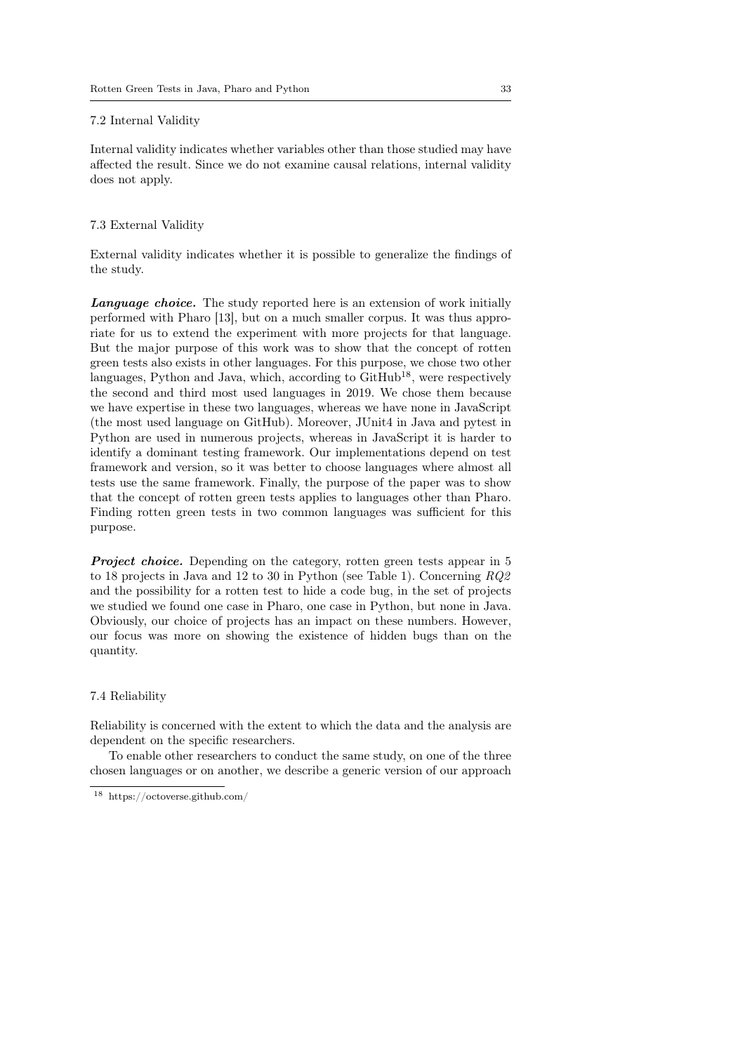### 7.2 Internal Validity

Internal validity indicates whether variables other than those studied may have affected the result. Since we do not examine causal relations, internal validity does not apply.

### 7.3 External Validity

External validity indicates whether it is possible to generalize the findings of the study.

***Language choice.*** The study reported here is an extension of work initially performed with Pharo [13], but on a much smaller corpus. It was thus appropriate for us to extend the experiment with more projects for that language. But the major purpose of this work was to show that the concept of rotten green tests also exists in other languages. For this purpose, we chose two other languages, Python and Java, which, according to GitHub[18], were respectively the second and third most used languages in 2019. We chose them because we have expertise in these two languages, whereas we have none in JavaScript (the most used language on GitHub). Moreover, JUnit4 in Java and pytest in Python are used in numerous projects, whereas in JavaScript it is harder to identify a dominant testing framework. Our implementations depend on test framework and version, so it was better to choose languages where almost all tests use the same framework. Finally, the purpose of the paper was to show that the concept of rotten green tests applies to languages other than Pharo. Finding rotten green tests in two common languages was sufficient for this purpose.

***Project choice.*** Depending on the category, rotten green tests appear in 5 to 18 projects in Java and 12 to 30 in Python (see Table 1). Concerning *RQ2* and the possibility for a rotten test to hide a code bug, in the set of projects we studied we found one case in Pharo, one case in Python, but none in Java. Obviously, our choice of projects has an impact on these numbers. However, our focus was more on showing the existence of hidden bugs than on the quantity.

### 7.4 Reliability

Reliability is concerned with the extent to which the data and the analysis are dependent on the specific researchers.

To enable other researchers to conduct the same study, on one of the three chosen languages or on another, we describe a generic version of our approach

[18] https://octoverse.github.com/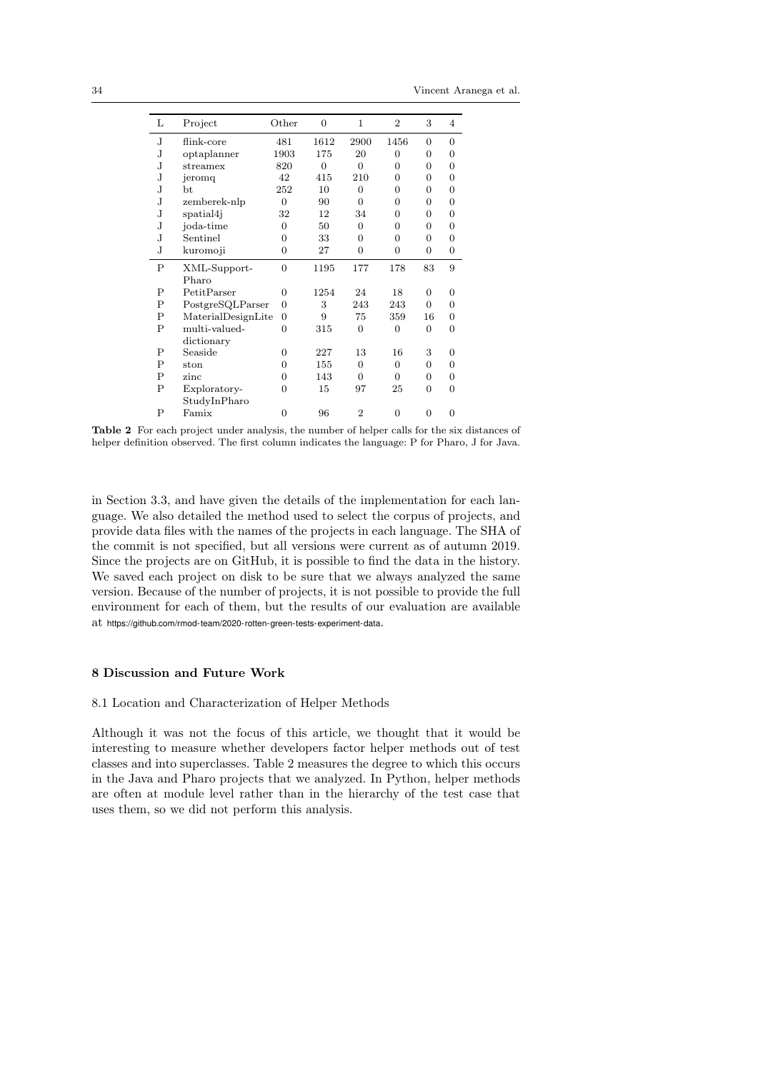| L | Project | Other | 0 | 1 | 2 | 3 | 4 |
|---|---|---|---|---|---|---|---|
| J | flink-core | 481 | 1612 | 2900 | 1456 | 0 | 0 |
| J | optaplanner | 1903 | 175 | 20 | 0 | 0 | 0 |
| J | streamex | 820 | 0 | 0 | 0 | 0 | 0 |
| J | jeromq | 42 | 415 | 210 | 0 | 0 | 0 |
| J | bt | 252 | 10 | 0 | 0 | 0 | 0 |
| J | zemberek-nlp | 0 | 90 | 0 | 0 | 0 | 0 |
| J | spatial4j | 32 | 12 | 34 | 0 | 0 | 0 |
| J | joda-time | 0 | 50 | 0 | 0 | 0 | 0 |
| J | Sentinel | 0 | 33 | 0 | 0 | 0 | 0 |
| J | kuromoji | 0 | 27 | 0 | 0 | 0 | 0 |
| P | XML-Support-Pharo | 0 | 1195 | 177 | 178 | 83 | 9 |
| P | PetitParser | 0 | 1254 | 24 | 18 | 0 | 0 |
| P | PostgreSQLParser | 0 | 3 | 243 | 243 | 0 | 0 |
| P | MaterialDesignLite | 0 | 9 | 75 | 359 | 16 | 0 |
| P | multi-valued-dictionary | 0 | 315 | 0 | 0 | 0 | 0 |
| P | Seaside | 0 | 227 | 13 | 16 | 3 | 0 |
| P | ston | 0 | 155 | 0 | 0 | 0 | 0 |
| P | zinc | 0 | 143 | 0 | 0 | 0 | 0 |
| P | Exploratory-StudyInPharo | 0 | 15 | 97 | 25 | 0 | 0 |
| P | Famix | 0 | 96 | 2 | 0 | 0 | 0 |

**Table 2** For each project under analysis, the number of helper calls for the six distances of helper definition observed. The first column indicates the language: P for Pharo, J for Java.

in Section 3.3, and have given the details of the implementation for each language. We also detailed the method used to select the corpus of projects, and provide data files with the names of the projects in each language. The SHA of the commit is not specified, but all versions were current as of autumn 2019. Since the projects are on GitHub, it is possible to find the data in the history. We saved each project on disk to be sure that we always analyzed the same version. Because of the number of projects, it is not possible to provide the full environment for each of them, but the results of our evaluation are available at https://github.com/rmod-team/2020-rotten-green-tests-experiment-data.

## 8 Discussion and Future Work

### 8.1 Location and Characterization of Helper Methods

Although it was not the focus of this article, we thought that it would be interesting to measure whether developers factor helper methods out of test classes and into superclasses. Table 2 measures the degree to which this occurs in the Java and Pharo projects that we analyzed. In Python, helper methods are often at module level rather than in the hierarchy of the test case that uses them, so we did not perform this analysis.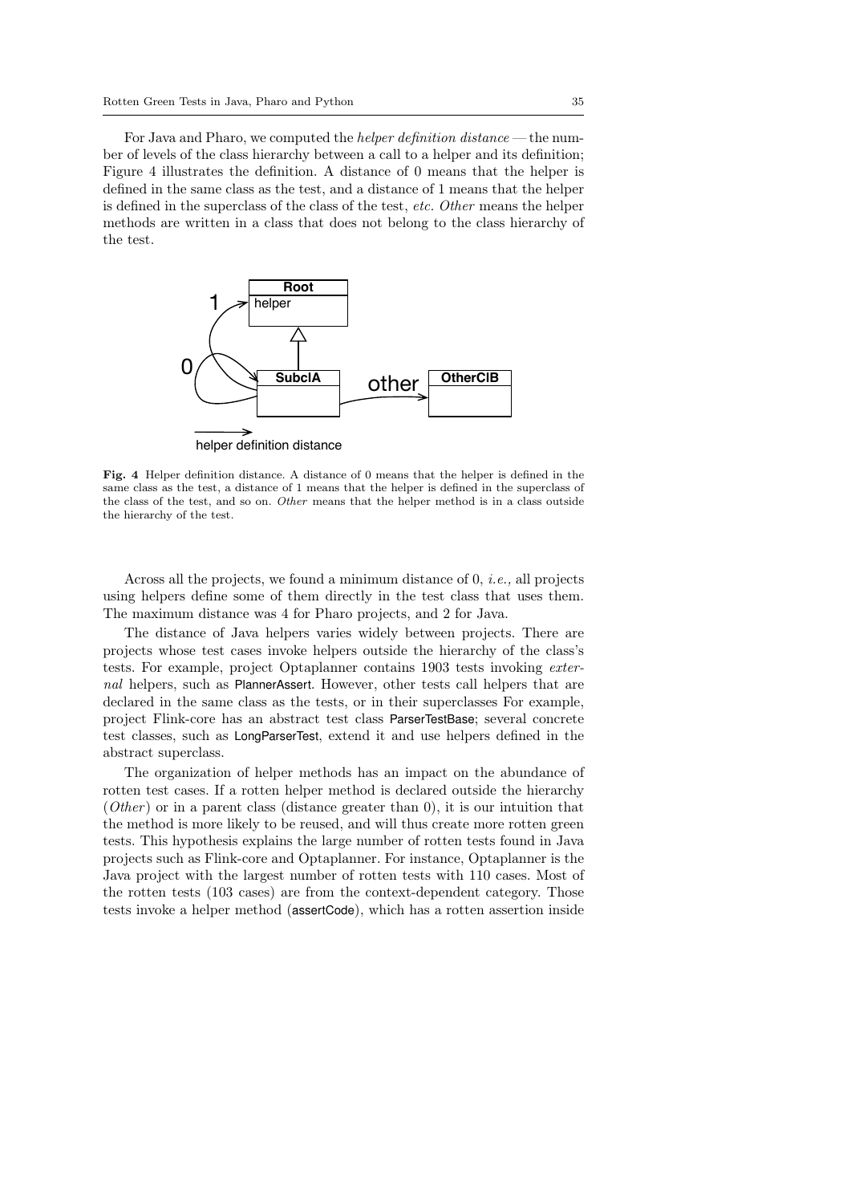For Java and Pharo, we computed the *helper definition distance* — the number of levels of the class hierarchy between a call to a helper and its definition; Figure 4 illustrates the definition. A distance of 0 means that the helper is defined in the same class as the test, and a distance of 1 means that the helper is defined in the superclass of the class of the test, *etc. Other* means the helper methods are written in a class that does not belong to the class hierarchy of the test.

**Fig. 4** Helper definition distance. A distance of 0 means that the helper is defined in the same class as the test, a distance of 1 means that the helper is defined in the superclass of the class of the test, and so on. *Other* means that the helper method is in a class outside the hierarchy of the test.

Across all the projects, we found a minimum distance of 0, *i.e.,* all projects using helpers define some of them directly in the test class that uses them. The maximum distance was 4 for Pharo projects, and 2 for Java.

The distance of Java helpers varies widely between projects. There are projects whose test cases invoke helpers outside the hierarchy of the class's tests. For example, project Optaplanner contains 1903 tests invoking *external* helpers, such as `PlannerAssert`. However, other tests call helpers that are declared in the same class as the tests, or in their superclasses For example, project Flink-core has an abstract test class `ParserTestBase`; several concrete test classes, such as `LongParserTest`, extend it and use helpers defined in the abstract superclass.

The organization of helper methods has an impact on the abundance of rotten test cases. If a rotten helper method is declared outside the hierarchy (*Other*) or in a parent class (distance greater than 0), it is our intuition that the method is more likely to be reused, and will thus create more rotten green tests. This hypothesis explains the large number of rotten tests found in Java projects such as Flink-core and Optaplanner. For instance, Optaplanner is the Java project with the largest number of rotten tests with 110 cases. Most of the rotten tests (103 cases) are from the context-dependent category. Those tests invoke a helper method (`assertCode`), which has a rotten assertion inside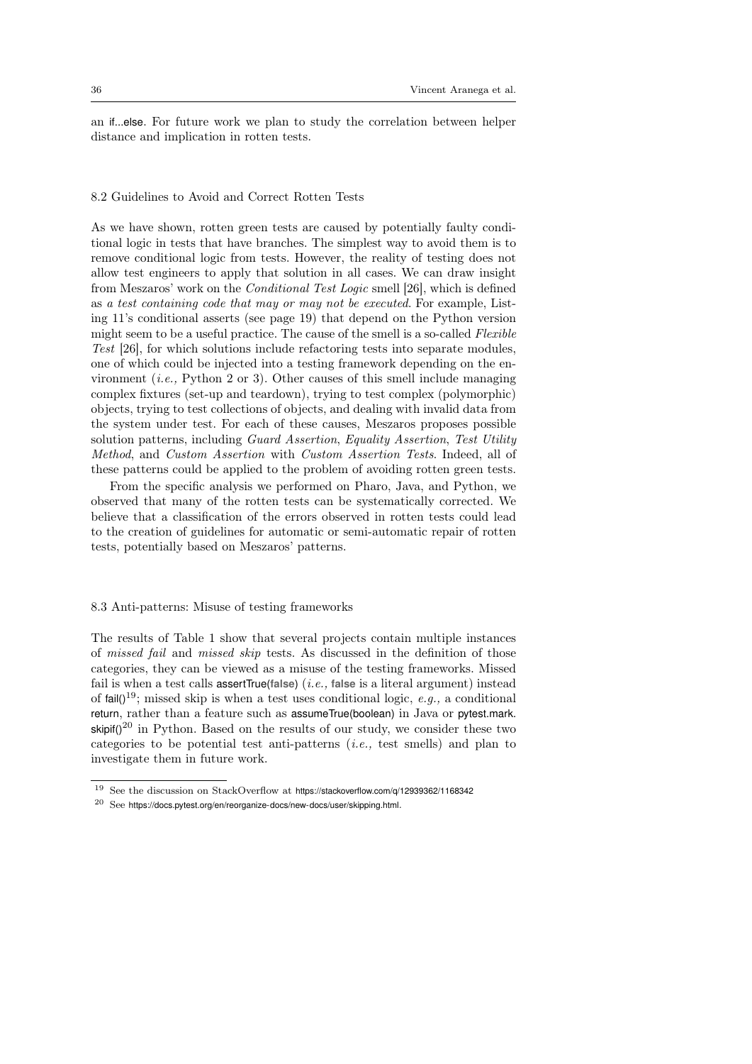an if...else. For future work we plan to study the correlation between helper distance and implication in rotten tests.

## 8.2 Guidelines to Avoid and Correct Rotten Tests

As we have shown, rotten green tests are caused by potentially faulty conditional logic in tests that have branches. The simplest way to avoid them is to remove conditional logic from tests. However, the reality of testing does not allow test engineers to apply that solution in all cases. We can draw insight from Meszaros' work on the *Conditional Test Logic* smell [26], which is defined as *a test containing code that may or may not be executed*. For example, Listing 11's conditional asserts (see page 19) that depend on the Python version might seem to be a useful practice. The cause of the smell is a so-called *Flexible Test* [26], for which solutions include refactoring tests into separate modules, one of which could be injected into a testing framework depending on the environment (*i.e.,* Python 2 or 3). Other causes of this smell include managing complex fixtures (set-up and teardown), trying to test complex (polymorphic) objects, trying to test collections of objects, and dealing with invalid data from the system under test. For each of these causes, Meszaros proposes possible solution patterns, including *Guard Assertion*, *Equality Assertion*, *Test Utility Method*, and *Custom Assertion* with *Custom Assertion Tests*. Indeed, all of these patterns could be applied to the problem of avoiding rotten green tests.

From the specific analysis we performed on Pharo, Java, and Python, we observed that many of the rotten tests can be systematically corrected. We believe that a classification of the errors observed in rotten tests could lead to the creation of guidelines for automatic or semi-automatic repair of rotten tests, potentially based on Meszaros' patterns.

## 8.3 Anti-patterns: Misuse of testing frameworks

The results of Table 1 show that several projects contain multiple instances of *missed fail* and *missed skip* tests. As discussed in the definition of those categories, they can be viewed as a misuse of the testing frameworks. Missed fail is when a test calls `assertTrue(false)` (*i.e.,* `false` is a literal argument) instead of `fail()`[19]; missed skip is when a test uses conditional logic, *e.g.,* a conditional `return`, rather than a feature such as `assumeTrue(boolean)` in Java or `pytest.mark.skipif()`[20] in Python. Based on the results of our study, we consider these two categories to be potential test anti-patterns (*i.e.,* test smells) and plan to investigate them in future work.

[19] See the discussion on StackOverflow at https://stackoverflow.com/q/12939362/1168342

[20] See https://docs.pytest.org/en/reorganize-docs/new-docs/user/skipping.html.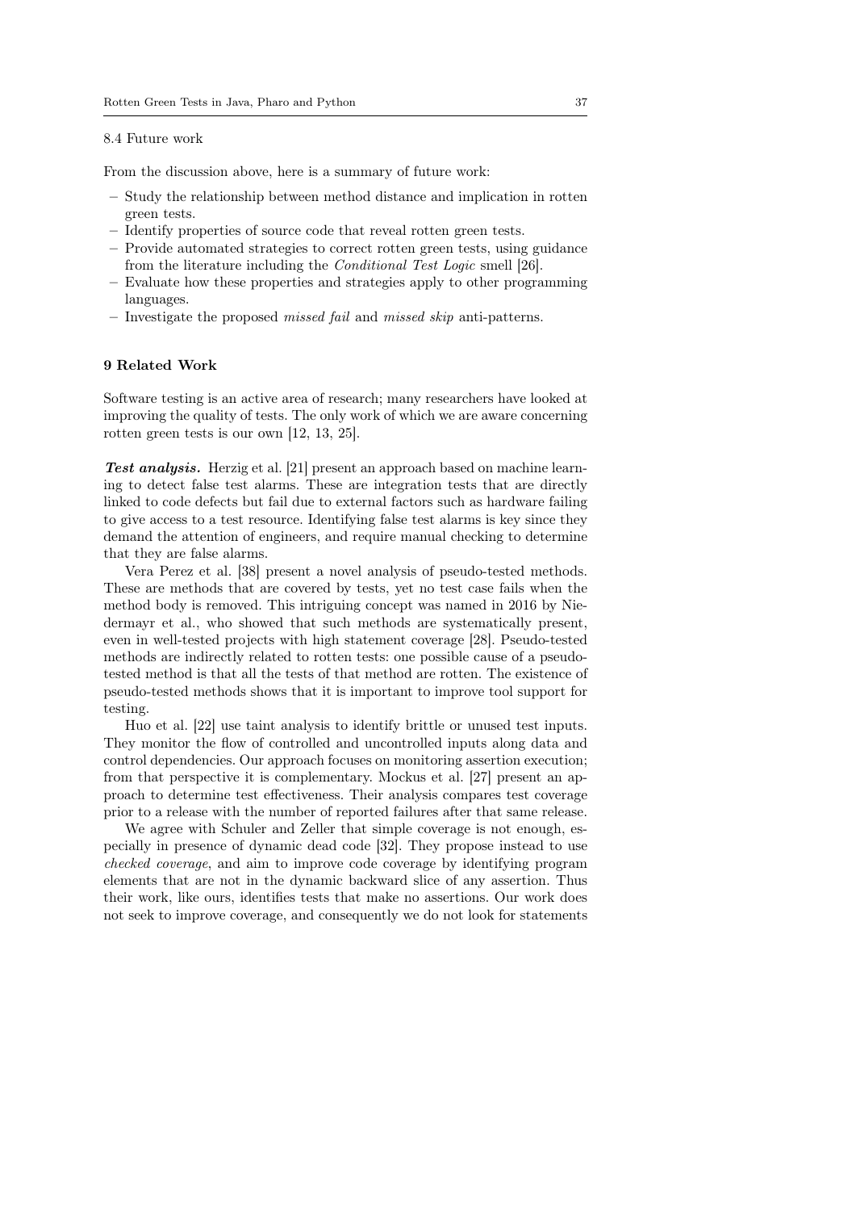### 8.4 Future work

From the discussion above, here is a summary of future work:

- Study the relationship between method distance and implication in rotten green tests.
- Identify properties of source code that reveal rotten green tests.
- Provide automated strategies to correct rotten green tests, using guidance from the literature including the *Conditional Test Logic* smell [26].
- Evaluate how these properties and strategies apply to other programming languages.
- Investigate the proposed *missed fail* and *missed skip* anti-patterns.

## 9 Related Work

Software testing is an active area of research; many researchers have looked at improving the quality of tests. The only work of which we are aware concerning rotten green tests is our own [12, 13, 25].

***Test analysis.*** Herzig et al. [21] present an approach based on machine learning to detect false test alarms. These are integration tests that are directly linked to code defects but fail due to external factors such as hardware failing to give access to a test resource. Identifying false test alarms is key since they demand the attention of engineers, and require manual checking to determine that they are false alarms.

Vera Perez et al. [38] present a novel analysis of pseudo-tested methods. These are methods that are covered by tests, yet no test case fails when the method body is removed. This intriguing concept was named in 2016 by Niedermayr et al., who showed that such methods are systematically present, even in well-tested projects with high statement coverage [28]. Pseudo-tested methods are indirectly related to rotten tests: one possible cause of a pseudo-tested method is that all the tests of that method are rotten. The existence of pseudo-tested methods shows that it is important to improve tool support for testing.

Huo et al. [22] use taint analysis to identify brittle or unused test inputs. They monitor the flow of controlled and uncontrolled inputs along data and control dependencies. Our approach focuses on monitoring assertion execution; from that perspective it is complementary. Mockus et al. [27] present an approach to determine test effectiveness. Their analysis compares test coverage prior to a release with the number of reported failures after that same release.

We agree with Schuler and Zeller that simple coverage is not enough, especially in presence of dynamic dead code [32]. They propose instead to use *checked coverage*, and aim to improve code coverage by identifying program elements that are not in the dynamic backward slice of any assertion. Thus their work, like ours, identifies tests that make no assertions. Our work does not seek to improve coverage, and consequently we do not look for statements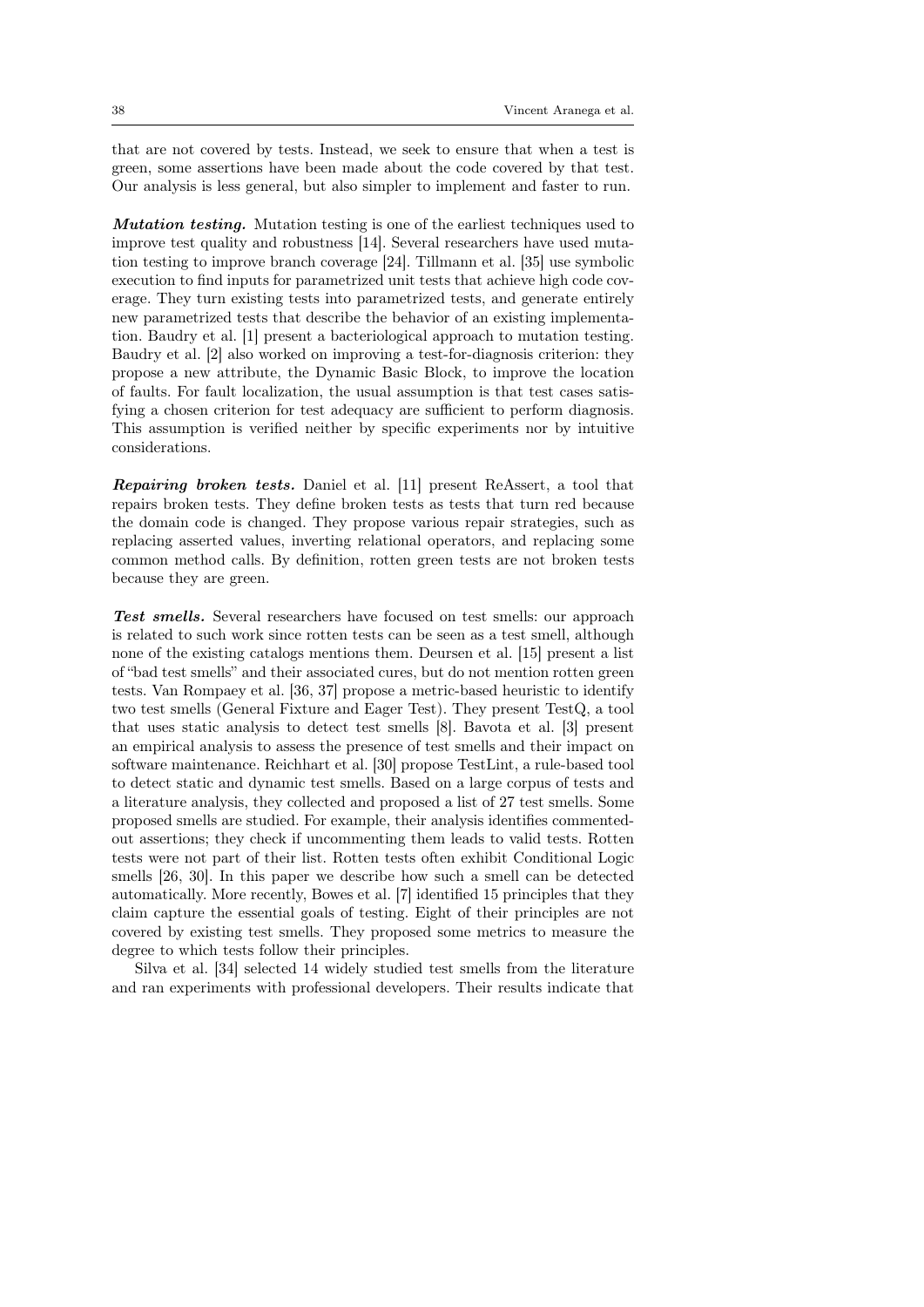that are not covered by tests. Instead, we seek to ensure that when a test is green, some assertions have been made about the code covered by that test. Our analysis is less general, but also simpler to implement and faster to run.

***Mutation testing.*** Mutation testing is one of the earliest techniques used to improve test quality and robustness [14]. Several researchers have used mutation testing to improve branch coverage [24]. Tillmann et al. [35] use symbolic execution to find inputs for parametrized unit tests that achieve high code coverage. They turn existing tests into parametrized tests, and generate entirely new parametrized tests that describe the behavior of an existing implementation. Baudry et al. [1] present a bacteriological approach to mutation testing. Baudry et al. [2] also worked on improving a test-for-diagnosis criterion: they propose a new attribute, the Dynamic Basic Block, to improve the location of faults. For fault localization, the usual assumption is that test cases satisfying a chosen criterion for test adequacy are sufficient to perform diagnosis. This assumption is verified neither by specific experiments nor by intuitive considerations.

***Repairing broken tests.*** Daniel et al. [11] present ReAssert, a tool that repairs broken tests. They define broken tests as tests that turn red because the domain code is changed. They propose various repair strategies, such as replacing asserted values, inverting relational operators, and replacing some common method calls. By definition, rotten green tests are not broken tests because they are green.

***Test smells.*** Several researchers have focused on test smells: our approach is related to such work since rotten tests can be seen as a test smell, although none of the existing catalogs mentions them. Deursen et al. [15] present a list of "bad test smells" and their associated cures, but do not mention rotten green tests. Van Rompaey et al. [36, 37] propose a metric-based heuristic to identify two test smells (General Fixture and Eager Test). They present TestQ, a tool that uses static analysis to detect test smells [8]. Bavota et al. [3] present an empirical analysis to assess the presence of test smells and their impact on software maintenance. Reichhart et al. [30] propose TestLint, a rule-based tool to detect static and dynamic test smells. Based on a large corpus of tests and a literature analysis, they collected and proposed a list of 27 test smells. Some proposed smells are studied. For example, their analysis identifies commented-out assertions; they check if uncommenting them leads to valid tests. Rotten tests were not part of their list. Rotten tests often exhibit Conditional Logic smells [26, 30]. In this paper we describe how such a smell can be detected automatically. More recently, Bowes et al. [7] identified 15 principles that they claim capture the essential goals of testing. Eight of their principles are not covered by existing test smells. They proposed some metrics to measure the degree to which tests follow their principles.

Silva et al. [34] selected 14 widely studied test smells from the literature and ran experiments with professional developers. Their results indicate that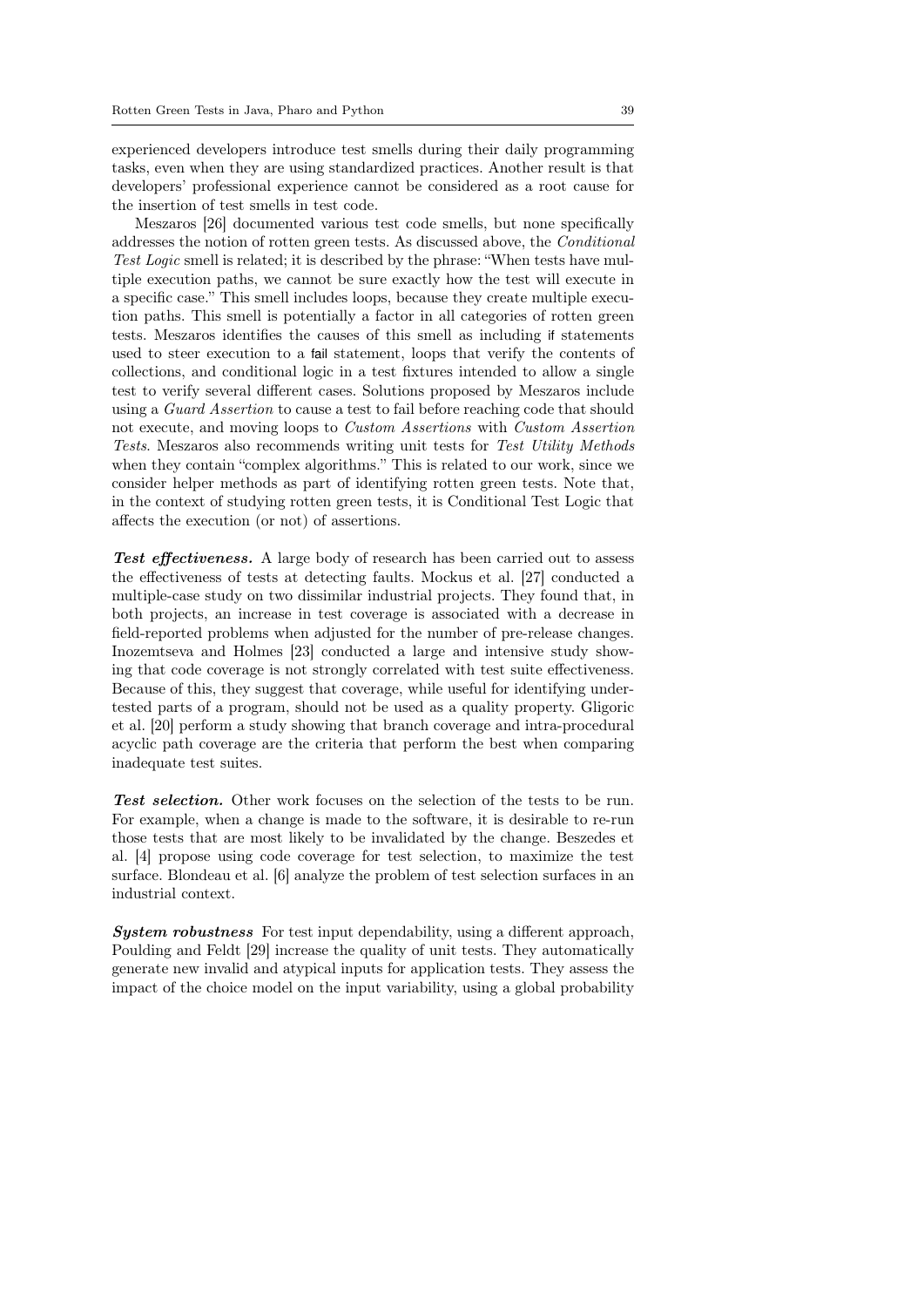experienced developers introduce test smells during their daily programming tasks, even when they are using standardized practices. Another result is that developers' professional experience cannot be considered as a root cause for the insertion of test smells in test code.

Meszaros [26] documented various test code smells, but none specifically addresses the notion of rotten green tests. As discussed above, the *Conditional Test Logic* smell is related; it is described by the phrase: "When tests have multiple execution paths, we cannot be sure exactly how the test will execute in a specific case." This smell includes loops, because they create multiple execution paths. This smell is potentially a factor in all categories of rotten green tests. Meszaros identifies the causes of this smell as including `if` statements used to steer execution to a `fail` statement, loops that verify the contents of collections, and conditional logic in a test fixtures intended to allow a single test to verify several different cases. Solutions proposed by Meszaros include using a *Guard Assertion* to cause a test to fail before reaching code that should not execute, and moving loops to *Custom Assertions* with *Custom Assertion Tests*. Meszaros also recommends writing unit tests for *Test Utility Methods* when they contain "complex algorithms." This is related to our work, since we consider helper methods as part of identifying rotten green tests. Note that, in the context of studying rotten green tests, it is Conditional Test Logic that affects the execution (or not) of assertions.

***Test effectiveness.*** A large body of research has been carried out to assess the effectiveness of tests at detecting faults. Mockus et al. [27] conducted a multiple-case study on two dissimilar industrial projects. They found that, in both projects, an increase in test coverage is associated with a decrease in field-reported problems when adjusted for the number of pre-release changes. Inozemtseva and Holmes [23] conducted a large and intensive study showing that code coverage is not strongly correlated with test suite effectiveness. Because of this, they suggest that coverage, while useful for identifying under-tested parts of a program, should not be used as a quality property. Gligoric et al. [20] perform a study showing that branch coverage and intra-procedural acyclic path coverage are the criteria that perform the best when comparing inadequate test suites.

***Test selection.*** Other work focuses on the selection of the tests to be run. For example, when a change is made to the software, it is desirable to re-run those tests that are most likely to be invalidated by the change. Beszedes et al. [4] propose using code coverage for test selection, to maximize the test surface. Blondeau et al. [6] analyze the problem of test selection surfaces in an industrial context.

***System robustness*** For test input dependability, using a different approach, Poulding and Feldt [29] increase the quality of unit tests. They automatically generate new invalid and atypical inputs for application tests. They assess the impact of the choice model on the input variability, using a global probability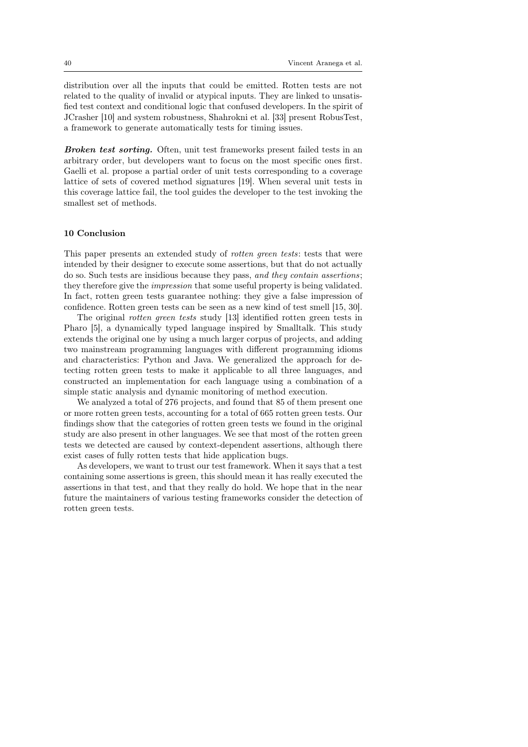distribution over all the inputs that could be emitted. Rotten tests are not related to the quality of invalid or atypical inputs. They are linked to unsatisfied test context and conditional logic that confused developers. In the spirit of JCrasher [10] and system robustness, Shahrokni et al. [33] present RobusTest, a framework to generate automatically tests for timing issues.

***Broken test sorting.*** Often, unit test frameworks present failed tests in an arbitrary order, but developers want to focus on the most specific ones first. Gaelli et al. propose a partial order of unit tests corresponding to a coverage lattice of sets of covered method signatures [19]. When several unit tests in this coverage lattice fail, the tool guides the developer to the test invoking the smallest set of methods.

## 10 Conclusion

This paper presents an extended study of *rotten green tests*: tests that were intended by their designer to execute some assertions, but that do not actually do so. Such tests are insidious because they pass, *and they contain assertions*; they therefore give the *impression* that some useful property is being validated. In fact, rotten green tests guarantee nothing: they give a false impression of confidence. Rotten green tests can be seen as a new kind of test smell [15, 30].

The original *rotten green tests* study [13] identified rotten green tests in Pharo [5], a dynamically typed language inspired by Smalltalk. This study extends the original one by using a much larger corpus of projects, and adding two mainstream programming languages with different programming idioms and characteristics: Python and Java. We generalized the approach for detecting rotten green tests to make it applicable to all three languages, and constructed an implementation for each language using a combination of a simple static analysis and dynamic monitoring of method execution.

We analyzed a total of 276 projects, and found that 85 of them present one or more rotten green tests, accounting for a total of 665 rotten green tests. Our findings show that the categories of rotten green tests we found in the original study are also present in other languages. We see that most of the rotten green tests we detected are caused by context-dependent assertions, although there exist cases of fully rotten tests that hide application bugs.

As developers, we want to trust our test framework. When it says that a test containing some assertions is green, this should mean it has really executed the assertions in that test, and that they really do hold. We hope that in the near future the maintainers of various testing frameworks consider the detection of rotten green tests.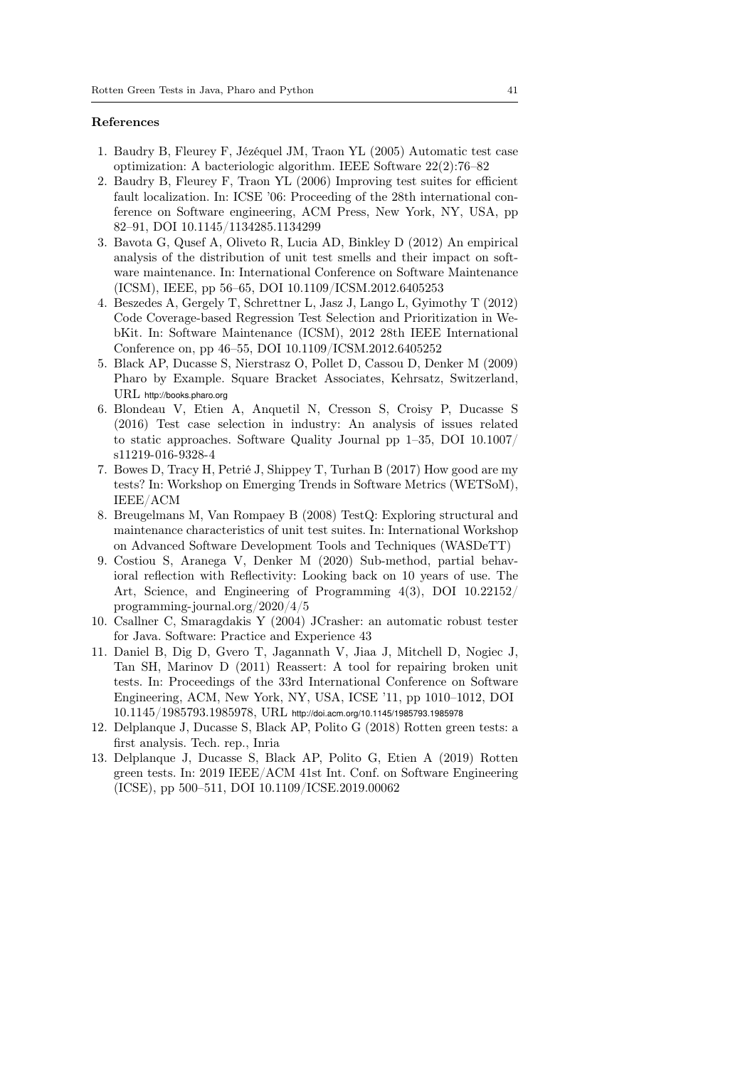## References

1. Baudry B, Fleurey F, Jézéquel JM, Traon YL (2005) Automatic test case optimization: A bacteriologic algorithm. IEEE Software 22(2):76–82
2. Baudry B, Fleurey F, Traon YL (2006) Improving test suites for efficient fault localization. In: ICSE '06: Proceeding of the 28th international conference on Software engineering, ACM Press, New York, NY, USA, pp 82–91, DOI 10.1145/1134285.1134299
3. Bavota G, Qusef A, Oliveto R, Lucia AD, Binkley D (2012) An empirical analysis of the distribution of unit test smells and their impact on software maintenance. In: International Conference on Software Maintenance (ICSM), IEEE, pp 56–65, DOI 10.1109/ICSM.2012.6405253
4. Beszedes A, Gergely T, Schrettner L, Jasz J, Lango L, Gyimothy T (2012) Code Coverage-based Regression Test Selection and Prioritization in WebKit. In: Software Maintenance (ICSM), 2012 28th IEEE International Conference on, pp 46–55, DOI 10.1109/ICSM.2012.6405252
5. Black AP, Ducasse S, Nierstrasz O, Pollet D, Cassou D, Denker M (2009) Pharo by Example. Square Bracket Associates, Kehrsatz, Switzerland, URL http://books.pharo.org
6. Blondeau V, Etien A, Anquetil N, Cresson S, Croisy P, Ducasse S (2016) Test case selection in industry: An analysis of issues related to static approaches. Software Quality Journal pp 1–35, DOI 10.1007/s11219-016-9328-4
7. Bowes D, Tracy H, Petrié J, Shippey T, Turhan B (2017) How good are my tests? In: Workshop on Emerging Trends in Software Metrics (WETSoM), IEEE/ACM
8. Breugelmans M, Van Rompaey B (2008) TestQ: Exploring structural and maintenance characteristics of unit test suites. In: International Workshop on Advanced Software Development Tools and Techniques (WASDeTT)
9. Costiou S, Aranega V, Denker M (2020) Sub-method, partial behavioral reflection with Reflectivity: Looking back on 10 years of use. The Art, Science, and Engineering of Programming 4(3), DOI 10.22152/programming-journal.org/2020/4/5
10. Csallner C, Smaragdakis Y (2004) JCrasher: an automatic robust tester for Java. Software: Practice and Experience 43
11. Daniel B, Dig D, Gvero T, Jagannath V, Jiaa J, Mitchell D, Nogiec J, Tan SH, Marinov D (2011) Reassert: A tool for repairing broken unit tests. In: Proceedings of the 33rd International Conference on Software Engineering, ACM, New York, NY, USA, ICSE '11, pp 1010–1012, DOI 10.1145/1985793.1985978, URL http://doi.acm.org/10.1145/1985793.1985978
12. Delplanque J, Ducasse S, Black AP, Polito G (2018) Rotten green tests: a first analysis. Tech. rep., Inria
13. Delplanque J, Ducasse S, Black AP, Polito G, Etien A (2019) Rotten green tests. In: 2019 IEEE/ACM 41st Int. Conf. on Software Engineering (ICSE), pp 500–511, DOI 10.1109/ICSE.2019.00062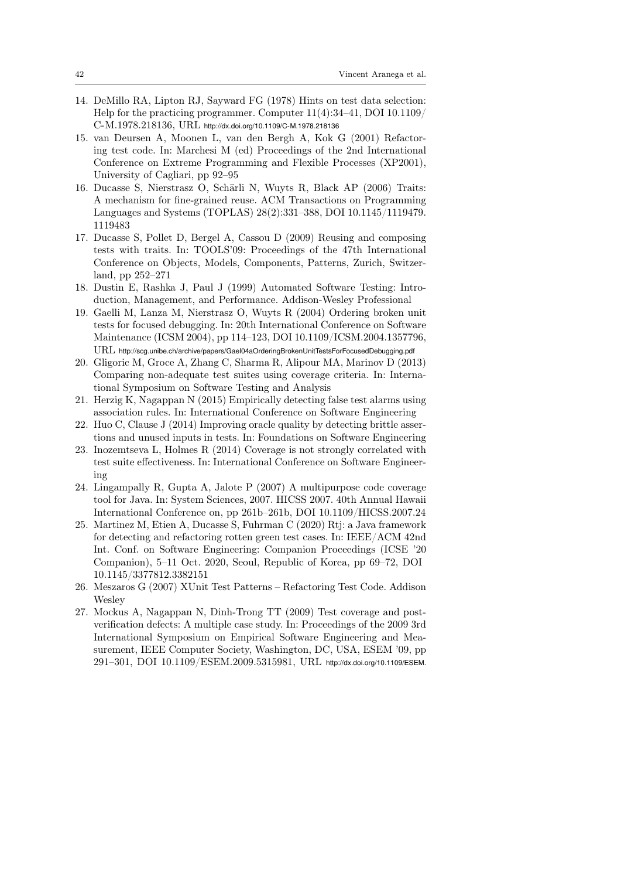14. DeMillo RA, Lipton RJ, Sayward FG (1978) Hints on test data selection: Help for the practicing programmer. Computer 11(4):34–41, DOI 10.1109/C-M.1978.218136, URL http://dx.doi.org/10.1109/C-M.1978.218136
15. van Deursen A, Moonen L, van den Bergh A, Kok G (2001) Refactoring test code. In: Marchesi M (ed) Proceedings of the 2nd International Conference on Extreme Programming and Flexible Processes (XP2001), University of Cagliari, pp 92–95
16. Ducasse S, Nierstrasz O, Schärli N, Wuyts R, Black AP (2006) Traits: A mechanism for fine-grained reuse. ACM Transactions on Programming Languages and Systems (TOPLAS) 28(2):331–388, DOI 10.1145/1119479.1119483
17. Ducasse S, Pollet D, Bergel A, Cassou D (2009) Reusing and composing tests with traits. In: TOOLS'09: Proceedings of the 47th International Conference on Objects, Models, Components, Patterns, Zurich, Switzerland, pp 252–271
18. Dustin E, Rashka J, Paul J (1999) Automated Software Testing: Introduction, Management, and Performance. Addison-Wesley Professional
19. Gaelli M, Lanza M, Nierstrasz O, Wuyts R (2004) Ordering broken unit tests for focused debugging. In: 20th International Conference on Software Maintenance (ICSM 2004), pp 114–123, DOI 10.1109/ICSM.2004.1357796, URL http://scg.unibe.ch/archive/papers/Gael04aOrderingBrokenUnitTestsForFocusedDebugging.pdf
20. Gligoric M, Groce A, Zhang C, Sharma R, Alipour MA, Marinov D (2013) Comparing non-adequate test suites using coverage criteria. In: International Symposium on Software Testing and Analysis
21. Herzig K, Nagappan N (2015) Empirically detecting false test alarms using association rules. In: International Conference on Software Engineering
22. Huo C, Clause J (2014) Improving oracle quality by detecting brittle assertions and unused inputs in tests. In: Foundations on Software Engineering
23. Inozemtseva L, Holmes R (2014) Coverage is not strongly correlated with test suite effectiveness. In: International Conference on Software Engineering
24. Lingampally R, Gupta A, Jalote P (2007) A multipurpose code coverage tool for Java. In: System Sciences, 2007. HICSS 2007. 40th Annual Hawaii International Conference on, pp 261b–261b, DOI 10.1109/HICSS.2007.24
25. Martinez M, Etien A, Ducasse S, Fuhrman C (2020) Rtj: a Java framework for detecting and refactoring rotten green test cases. In: IEEE/ACM 42nd Int. Conf. on Software Engineering: Companion Proceedings (ICSE '20 Companion), 5–11 Oct. 2020, Seoul, Republic of Korea, pp 69–72, DOI 10.1145/3377812.3382151
26. Meszaros G (2007) XUnit Test Patterns – Refactoring Test Code. Addison Wesley
27. Mockus A, Nagappan N, Dinh-Trong TT (2009) Test coverage and post-verification defects: A multiple case study. In: Proceedings of the 2009 3rd International Symposium on Empirical Software Engineering and Measurement, IEEE Computer Society, Washington, DC, USA, ESEM '09, pp 291–301, DOI 10.1109/ESEM.2009.5315981, URL http://dx.doi.org/10.1109/ESEM.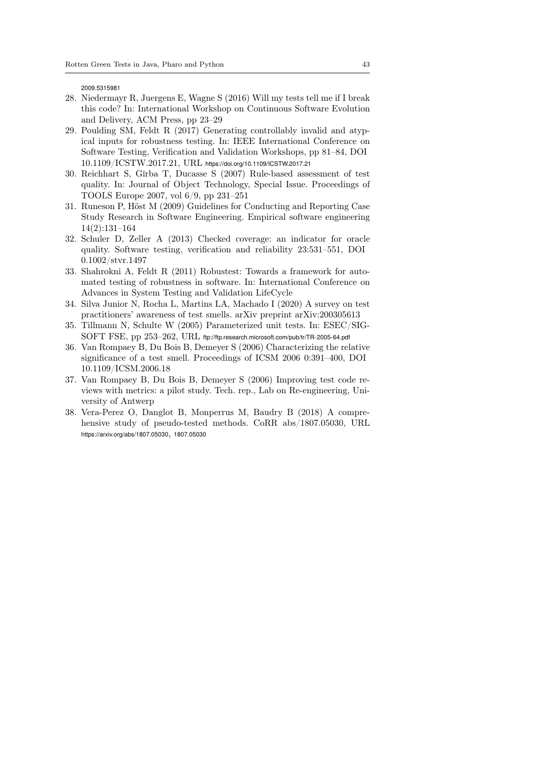2009.5315981

28. Niedermayr R, Juergens E, Wagne S (2016) Will my tests tell me if I break this code? In: International Workshop on Continuous Software Evolution and Delivery, ACM Press, pp 23–29
29. Poulding SM, Feldt R (2017) Generating controllably invalid and atypical inputs for robustness testing. In: IEEE International Conference on Software Testing, Verification and Validation Workshops, pp 81–84, DOI 10.1109/ICSTW.2017.21, URL https://doi.org/10.1109/ICSTW.2017.21
30. Reichhart S, Gîrba T, Ducasse S (2007) Rule-based assessment of test quality. In: Journal of Object Technology, Special Issue. Proceedings of TOOLS Europe 2007, vol 6/9, pp 231–251
31. Runeson P, Höst M (2009) Guidelines for Conducting and Reporting Case Study Research in Software Engineering. Empirical software engineering 14(2):131–164
32. Schuler D, Zeller A (2013) Checked coverage: an indicator for oracle quality. Software testing, verification and reliability 23:531–551, DOI 0.1002/stvr.1497
33. Shahrokni A, Feldt R (2011) Robustest: Towards a framework for automated testing of robustness in software. In: International Conference on Advances in System Testing and Validation LifeCycle
34. Silva Junior N, Rocha L, Martins LA, Machado I (2020) A survey on test practitioners' awareness of test smells. arXiv preprint arXiv:200305613
35. Tillmann N, Schulte W (2005) Parameterized unit tests. In: ESEC/SIGSOFT FSE, pp 253–262, URL ftp://ftp.research.microsoft.com/pub/tr/TR-2005-64.pdf
36. Van Rompaey B, Du Bois B, Demeyer S (2006) Characterizing the relative significance of a test smell. Proceedings of ICSM 2006 0:391–400, DOI 10.1109/ICSM.2006.18
37. Van Rompaey B, Du Bois B, Demeyer S (2006) Improving test code reviews with metrics: a pilot study. Tech. rep., Lab on Re-engineering, University of Antwerp
38. Vera-Perez O, Danglot B, Monperrus M, Baudry B (2018) A comprehensive study of pseudo-tested methods. CoRR abs/1807.05030, URL https://arxiv.org/abs/1807.05030, 1807.05030